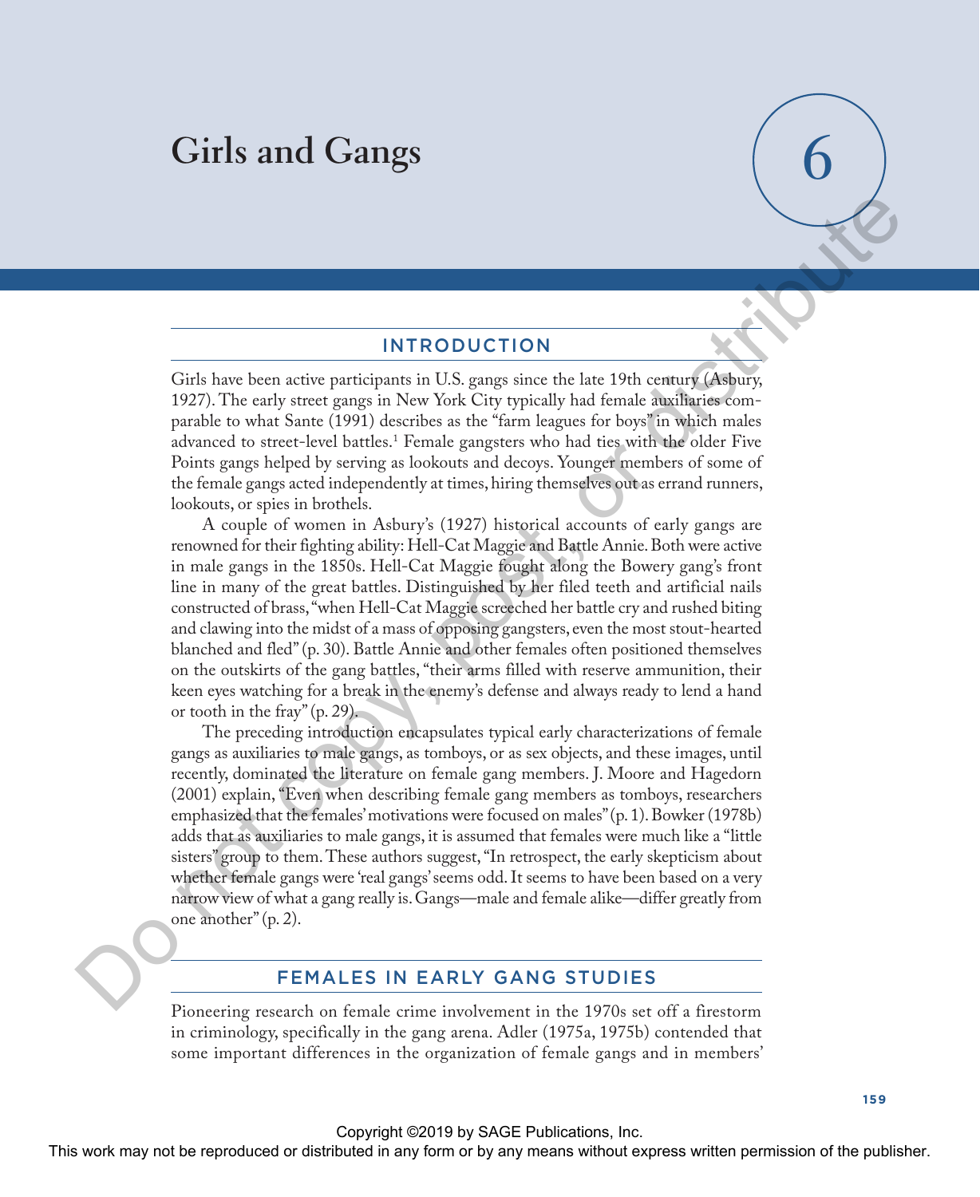# Girls and Gangs

6

## INTRODUCTION

Girls have been active participants in U.S. gangs since the late 19th century (Asbury, 1927). The early street gangs in New York City typically had female auxiliaries comparable to what Sante (1991) describes as the "farm leagues for boys" in which males advanced to street-level battles.[1] Female gangsters who had ties with the older Five Points gangs helped by serving as lookouts and decoys. Younger members of some of the female gangs acted independently at times, hiring themselves out as errand runners, lookouts, or spies in brothels.

A couple of women in Asbury's (1927) historical accounts of early gangs are renowned for their fighting ability: Hell-Cat Maggie and Battle Annie. Both were active in male gangs in the 1850s. Hell-Cat Maggie fought along the Bowery gang's front line in many of the great battles. Distinguished by her filed teeth and artificial nails constructed of brass, "when Hell-Cat Maggie screeched her battle cry and rushed biting and clawing into the midst of a mass of opposing gangsters, even the most stout-hearted blanched and fled" (p. 30). Battle Annie and other females often positioned themselves on the outskirts of the gang battles, "their arms filled with reserve ammunition, their keen eyes watching for a break in the enemy's defense and always ready to lend a hand or tooth in the fray" (p. 29).

The preceding introduction encapsulates typical early characterizations of female gangs as auxiliaries to male gangs, as tomboys, or as sex objects, and these images, until recently, dominated the literature on female gang members. J. Moore and Hagedorn (2001) explain, "Even when describing female gang members as tomboys, researchers emphasized that the females' motivations were focused on males" (p. 1). Bowker (1978b) adds that as auxiliaries to male gangs, it is assumed that females were much like a "little sisters" group to them. These authors suggest, "In retrospect, the early skepticism about whether female gangs were 'real gangs' seems odd. It seems to have been based on a very narrow view of what a gang really is. Gangs—male and female alike—differ greatly from one another" (p. 2).

## FEMALES IN EARLY GANG STUDIES

Pioneering research on female crime involvement in the 1970s set off a firestorm in criminology, specifically in the gang arena. Adler (1975a, 1975b) contended that some important differences in the organization of female gangs and in members'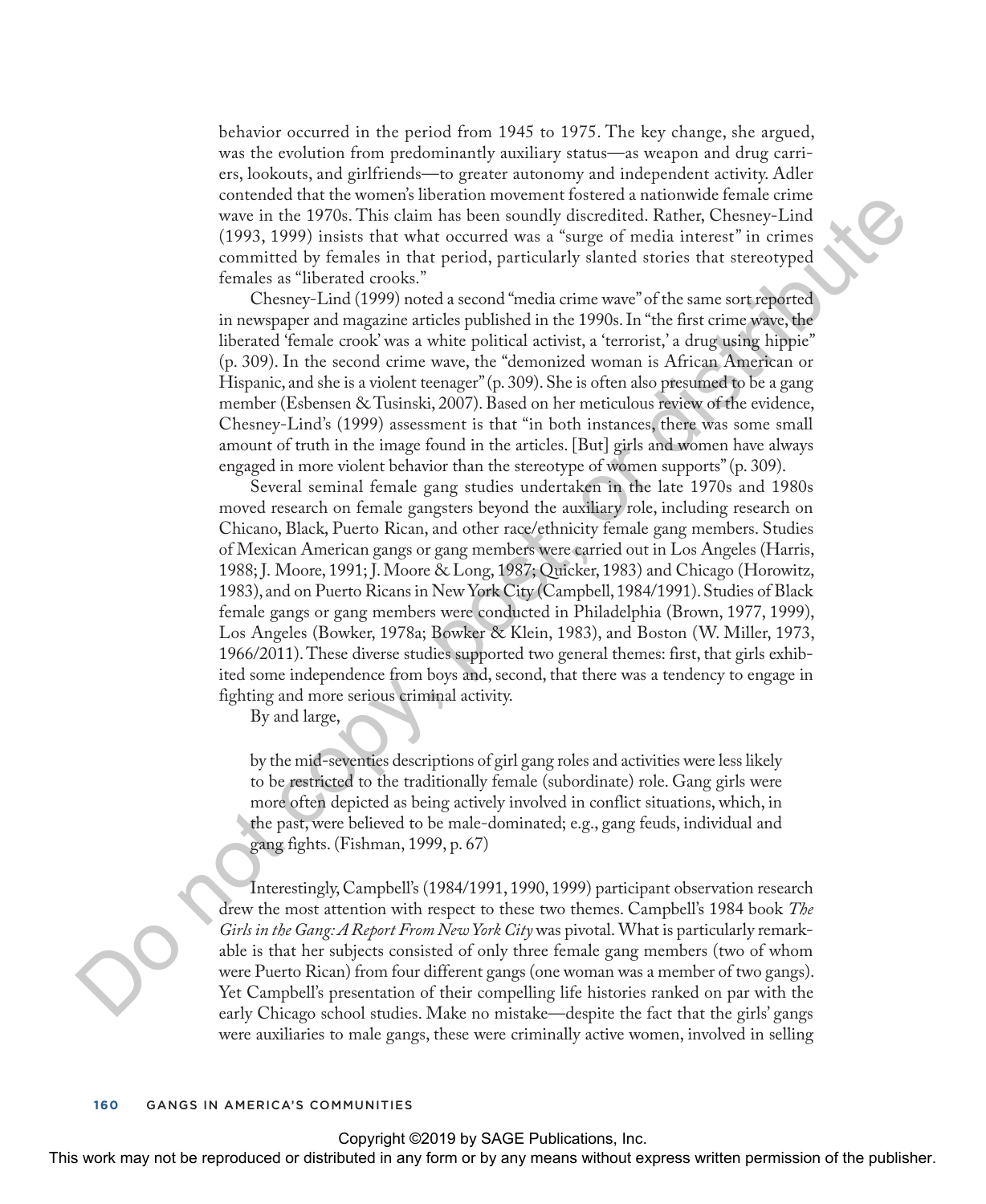behavior occurred in the period from 1945 to 1975. The key change, she argued, was the evolution from predominantly auxiliary status—as weapon and drug carriers, lookouts, and girlfriends—to greater autonomy and independent activity. Adler contended that the women's liberation movement fostered a nationwide female crime wave in the 1970s. This claim has been soundly discredited. Rather, Chesney-Lind (1993, 1999) insists that what occurred was a "surge of media interest" in crimes committed by females in that period, particularly slanted stories that stereotyped females as "liberated crooks."

Chesney-Lind (1999) noted a second "media crime wave" of the same sort reported in newspaper and magazine articles published in the 1990s. In "the first crime wave, the liberated 'female crook' was a white political activist, a 'terrorist,' a drug using hippie" (p. 309). In the second crime wave, the "demonized woman is African American or Hispanic, and she is a violent teenager" (p. 309). She is often also presumed to be a gang member (Esbensen & Tusinski, 2007). Based on her meticulous review of the evidence, Chesney-Lind's (1999) assessment is that "in both instances, there was some small amount of truth in the image found in the articles. [But] girls and women have always engaged in more violent behavior than the stereotype of women supports" (p. 309).

Several seminal female gang studies undertaken in the late 1970s and 1980s moved research on female gangsters beyond the auxiliary role, including research on Chicano, Black, Puerto Rican, and other race/ethnicity female gang members. Studies of Mexican American gangs or gang members were carried out in Los Angeles (Harris, 1988; J. Moore, 1991; J. Moore & Long, 1987; Quicker, 1983) and Chicago (Horowitz, 1983), and on Puerto Ricans in New York City (Campbell, 1984/1991). Studies of Black female gangs or gang members were conducted in Philadelphia (Brown, 1977, 1999), Los Angeles (Bowker, 1978a; Bowker & Klein, 1983), and Boston (W. Miller, 1973, 1966/2011). These diverse studies supported two general themes: first, that girls exhibited some independence from boys and, second, that there was a tendency to engage in fighting and more serious criminal activity.

By and large,

> by the mid-seventies descriptions of girl gang roles and activities were less likely to be restricted to the traditionally female (subordinate) role. Gang girls were more often depicted as being actively involved in conflict situations, which, in the past, were believed to be male-dominated; e.g., gang feuds, individual and gang fights. (Fishman, 1999, p. 67)

Interestingly, Campbell's (1984/1991, 1990, 1999) participant observation research drew the most attention with respect to these two themes. Campbell's 1984 book *The Girls in the Gang: A Report From New York City* was pivotal. What is particularly remarkable is that her subjects consisted of only three female gang members (two of whom were Puerto Rican) from four different gangs (one woman was a member of two gangs). Yet Campbell's presentation of their compelling life histories ranked on par with the early Chicago school studies. Make no mistake—despite the fact that the girls' gangs were auxiliaries to male gangs, these were criminally active women, involved in selling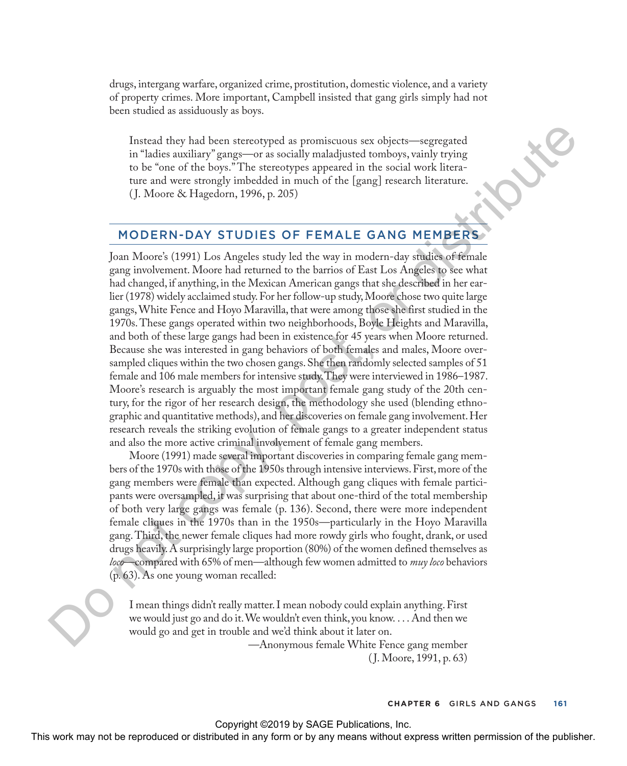drugs, intergang warfare, organized crime, prostitution, domestic violence, and a variety of property crimes. More important, Campbell insisted that gang girls simply had not been studied as assiduously as boys.

> Instead they had been stereotyped as promiscuous sex objects—segregated in "ladies auxiliary" gangs—or as socially maladjusted tomboys, vainly trying to be "one of the boys." The stereotypes appeared in the social work literature and were strongly imbedded in much of the [gang] research literature. (J. Moore & Hagedorn, 1996, p. 205)

## MODERN-DAY STUDIES OF FEMALE GANG MEMBERS

Joan Moore's (1991) Los Angeles study led the way in modern-day studies of female gang involvement. Moore had returned to the barrios of East Los Angeles to see what had changed, if anything, in the Mexican American gangs that she described in her earlier (1978) widely acclaimed study. For her follow-up study, Moore chose two quite large gangs, White Fence and Hoyo Maravilla, that were among those she first studied in the 1970s. These gangs operated within two neighborhoods, Boyle Heights and Maravilla, and both of these large gangs had been in existence for 45 years when Moore returned. Because she was interested in gang behaviors of both females and males, Moore oversampled cliques within the two chosen gangs. She then randomly selected samples of 51 female and 106 male members for intensive study. They were interviewed in 1986–1987. Moore's research is arguably the most important female gang study of the 20th century, for the rigor of her research design, the methodology she used (blending ethnographic and quantitative methods), and her discoveries on female gang involvement. Her research reveals the striking evolution of female gangs to a greater independent status and also the more active criminal involvement of female gang members.

Moore (1991) made several important discoveries in comparing female gang members of the 1970s with those of the 1950s through intensive interviews. First, more of the gang members were female than expected. Although gang cliques with female participants were oversampled, it was surprising that about one-third of the total membership of both very large gangs was female (p. 136). Second, there were more independent female cliques in the 1970s than in the 1950s—particularly in the Hoyo Maravilla gang. Third, the newer female cliques had more rowdy girls who fought, drank, or used drugs heavily. A surprisingly large proportion (80%) of the women defined themselves as *loco*—compared with 65% of men—although few women admitted to *muy loco* behaviors (p. 63). As one young woman recalled:

> I mean things didn't really matter. I mean nobody could explain anything. First we would just go and do it. We wouldn't even think, you know. . . . And then we would go and get in trouble and we'd think about it later on.
>
> —Anonymous female White Fence gang member
> (J. Moore, 1991, p. 63)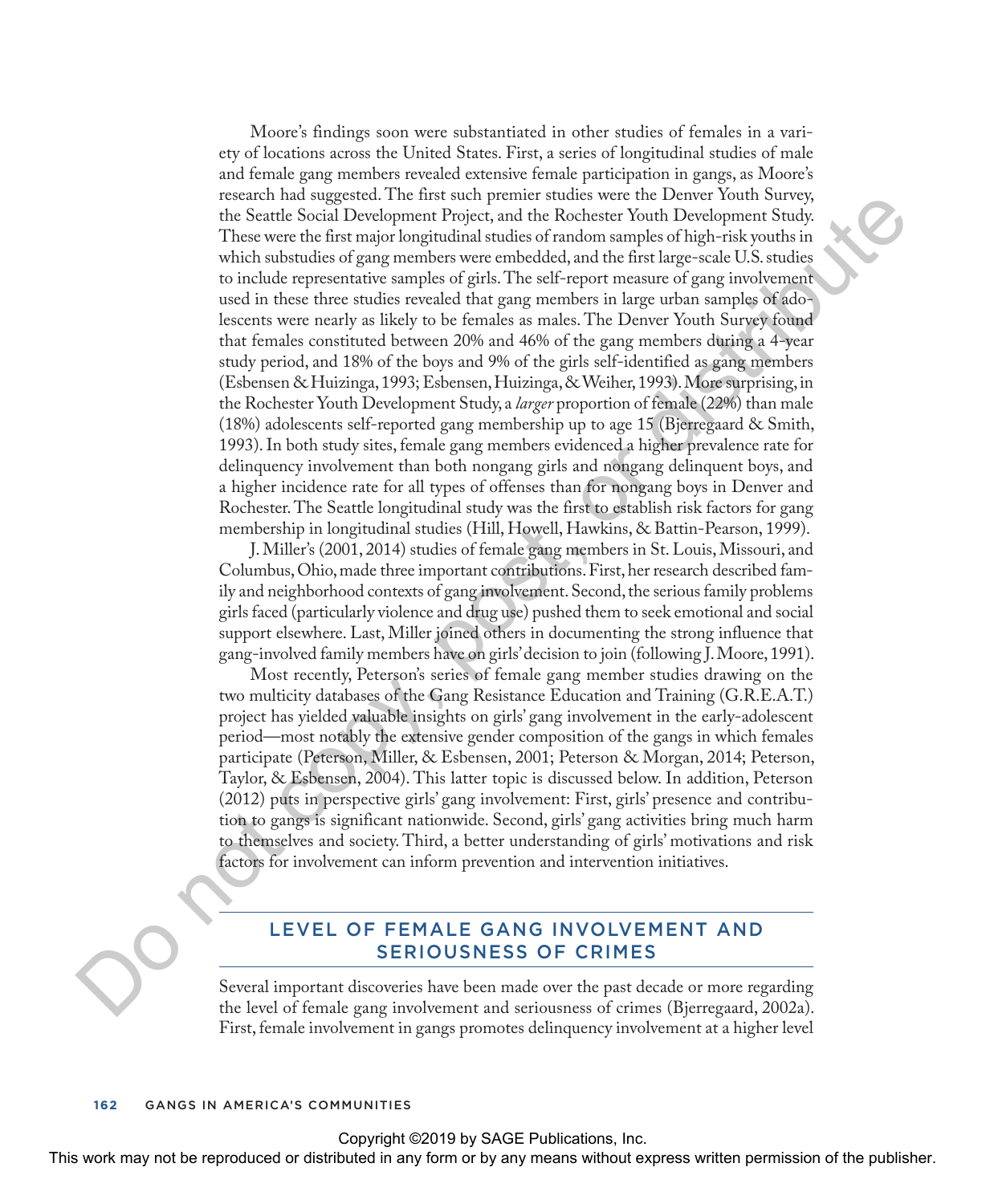Moore's findings soon were substantiated in other studies of females in a variety of locations across the United States. First, a series of longitudinal studies of male and female gang members revealed extensive female participation in gangs, as Moore's research had suggested. The first such premier studies were the Denver Youth Survey, the Seattle Social Development Project, and the Rochester Youth Development Study. These were the first major longitudinal studies of random samples of high-risk youths in which substudies of gang members were embedded, and the first large-scale U.S. studies to include representative samples of girls. The self-report measure of gang involvement used in these three studies revealed that gang members in large urban samples of adolescents were nearly as likely to be females as males. The Denver Youth Survey found that females constituted between 20% and 46% of the gang members during a 4-year study period, and 18% of the boys and 9% of the girls self-identified as gang members (Esbensen & Huizinga, 1993; Esbensen, Huizinga, & Weiher, 1993). More surprising, in the Rochester Youth Development Study, a *larger* proportion of female (22%) than male (18%) adolescents self-reported gang membership up to age 15 (Bjerregaard & Smith, 1993). In both study sites, female gang members evidenced a higher prevalence rate for delinquency involvement than both nongang girls and nongang delinquent boys, and a higher incidence rate for all types of offenses than for nongang boys in Denver and Rochester. The Seattle longitudinal study was the first to establish risk factors for gang membership in longitudinal studies (Hill, Howell, Hawkins, & Battin-Pearson, 1999).

J. Miller's (2001, 2014) studies of female gang members in St. Louis, Missouri, and Columbus, Ohio, made three important contributions. First, her research described family and neighborhood contexts of gang involvement. Second, the serious family problems girls faced (particularly violence and drug use) pushed them to seek emotional and social support elsewhere. Last, Miller joined others in documenting the strong influence that gang-involved family members have on girls' decision to join (following J. Moore, 1991).

Most recently, Peterson's series of female gang member studies drawing on the two multicity databases of the Gang Resistance Education and Training (G.R.E.A.T.) project has yielded valuable insights on girls' gang involvement in the early-adolescent period—most notably the extensive gender composition of the gangs in which females participate (Peterson, Miller, & Esbensen, 2001; Peterson & Morgan, 2014; Peterson, Taylor, & Esbensen, 2004). This latter topic is discussed below. In addition, Peterson (2012) puts in perspective girls' gang involvement: First, girls' presence and contribution to gangs is significant nationwide. Second, girls' gang activities bring much harm to themselves and society. Third, a better understanding of girls' motivations and risk factors for involvement can inform prevention and intervention initiatives.

## LEVEL OF FEMALE GANG INVOLVEMENT AND SERIOUSNESS OF CRIMES

Several important discoveries have been made over the past decade or more regarding the level of female gang involvement and seriousness of crimes (Bjerregaard, 2002a). First, female involvement in gangs promotes delinquency involvement at a higher level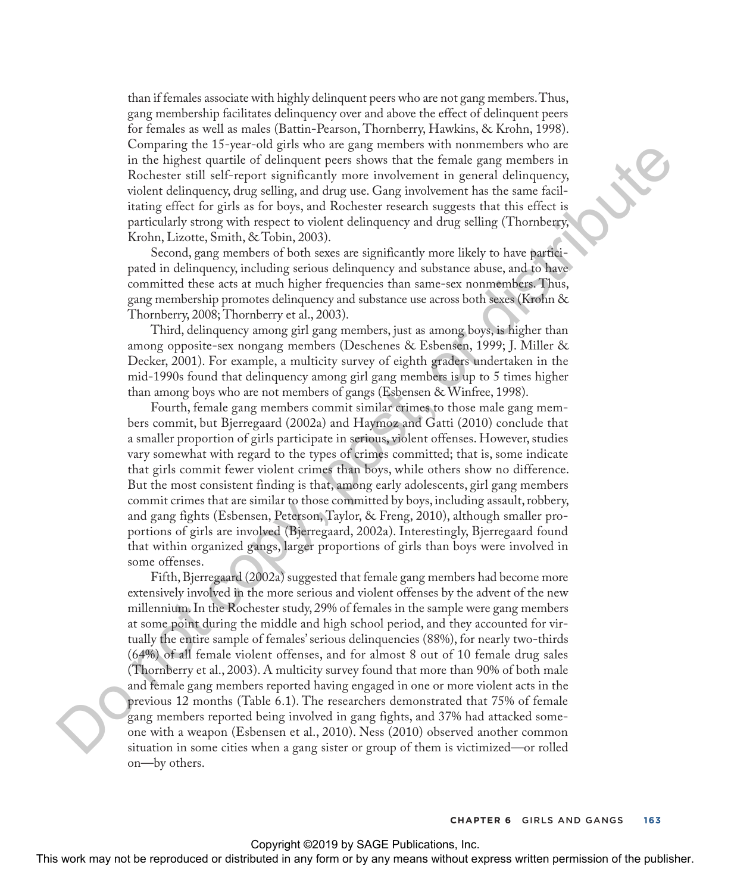than if females associate with highly delinquent peers who are not gang members. Thus, gang membership facilitates delinquency over and above the effect of delinquent peers for females as well as males (Battin-Pearson, Thornberry, Hawkins, & Krohn, 1998). Comparing the 15-year-old girls who are gang members with nonmembers who are in the highest quartile of delinquent peers shows that the female gang members in Rochester still self-report significantly more involvement in general delinquency, violent delinquency, drug selling, and drug use. Gang involvement has the same facilitating effect for girls as for boys, and Rochester research suggests that this effect is particularly strong with respect to violent delinquency and drug selling (Thornberry, Krohn, Lizotte, Smith, & Tobin, 2003).

Second, gang members of both sexes are significantly more likely to have participated in delinquency, including serious delinquency and substance abuse, and to have committed these acts at much higher frequencies than same-sex nonmembers. Thus, gang membership promotes delinquency and substance use across both sexes (Krohn & Thornberry, 2008; Thornberry et al., 2003).

Third, delinquency among girl gang members, just as among boys, is higher than among opposite-sex nongang members (Deschenes & Esbensen, 1999; J. Miller & Decker, 2001). For example, a multicity survey of eighth graders undertaken in the mid-1990s found that delinquency among girl gang members is up to 5 times higher than among boys who are not members of gangs (Esbensen & Winfree, 1998).

Fourth, female gang members commit similar crimes to those male gang members commit, but Bjerregaard (2002a) and Haymoz and Gatti (2010) conclude that a smaller proportion of girls participate in serious, violent offenses. However, studies vary somewhat with regard to the types of crimes committed; that is, some indicate that girls commit fewer violent crimes than boys, while others show no difference. But the most consistent finding is that, among early adolescents, girl gang members commit crimes that are similar to those committed by boys, including assault, robbery, and gang fights (Esbensen, Peterson, Taylor, & Freng, 2010), although smaller proportions of girls are involved (Bjerregaard, 2002a). Interestingly, Bjerregaard found that within organized gangs, larger proportions of girls than boys were involved in some offenses.

Fifth, Bjerregaard (2002a) suggested that female gang members had become more extensively involved in the more serious and violent offenses by the advent of the new millennium. In the Rochester study, 29% of females in the sample were gang members at some point during the middle and high school period, and they accounted for virtually the entire sample of females' serious delinquencies (88%), for nearly two-thirds (64%) of all female violent offenses, and for almost 8 out of 10 female drug sales (Thornberry et al., 2003). A multicity survey found that more than 90% of both male and female gang members reported having engaged in one or more violent acts in the previous 12 months (Table 6.1). The researchers demonstrated that 75% of female gang members reported being involved in gang fights, and 37% had attacked someone with a weapon (Esbensen et al., 2010). Ness (2010) observed another common situation in some cities when a gang sister or group of them is victimized—or rolled on—by others.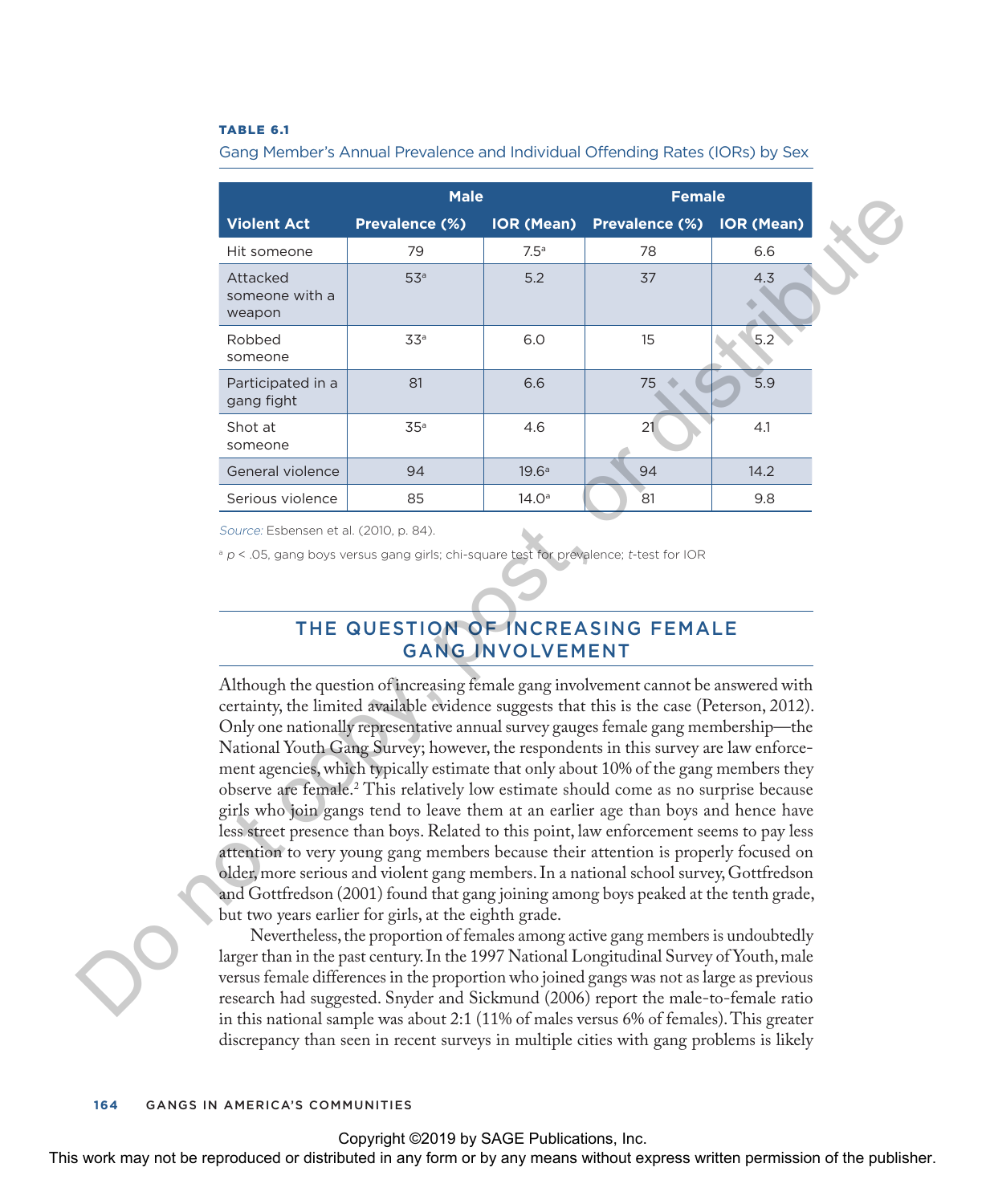**TABLE 6.1**

Gang Member's Annual Prevalence and Individual Offending Rates (IORs) by Sex

| | Male | | Female | |
|---|---|---|---|---|
| **Violent Act** | **Prevalence (%)** | **IOR (Mean)** | **Prevalence (%)** | **IOR (Mean)** |
| Hit someone | 79 | 7.5[a] | 78 | 6.6 |
| Attacked someone with a weapon | 53[a] | 5.2 | 37 | 4.3 |
| Robbed someone | 33[a] | 6.0 | 15 | 5.2 |
| Participated in a gang fight | 81 | 6.6 | 75 | 5.9 |
| Shot at someone | 35[a] | 4.6 | 21 | 4.1 |
| General violence | 94 | 19.6[a] | 94 | 14.2 |
| Serious violence | 85 | 14.0[a] | 81 | 9.8 |

*Source:* Esbensen et al. (2010, p. 84).

[a] $p < .05$, gang boys versus gang girls; chi-square test for prevalence; *t*-test for IOR

## THE QUESTION OF INCREASING FEMALE GANG INVOLVEMENT

Although the question of increasing female gang involvement cannot be answered with certainty, the limited available evidence suggests that this is the case (Peterson, 2012). Only one nationally representative annual survey gauges female gang membership—the National Youth Gang Survey; however, the respondents in this survey are law enforcement agencies, which typically estimate that only about 10% of the gang members they observe are female.[2] This relatively low estimate should come as no surprise because girls who join gangs tend to leave them at an earlier age than boys and hence have less street presence than boys. Related to this point, law enforcement seems to pay less attention to very young gang members because their attention is properly focused on older, more serious and violent gang members. In a national school survey, Gottfredson and Gottfredson (2001) found that gang joining among boys peaked at the tenth grade, but two years earlier for girls, at the eighth grade.

Nevertheless, the proportion of females among active gang members is undoubtedly larger than in the past century. In the 1997 National Longitudinal Survey of Youth, male versus female differences in the proportion who joined gangs was not as large as previous research had suggested. Snyder and Sickmund (2006) report the male-to-female ratio in this national sample was about 2:1 (11% of males versus 6% of females). This greater discrepancy than seen in recent surveys in multiple cities with gang problems is likely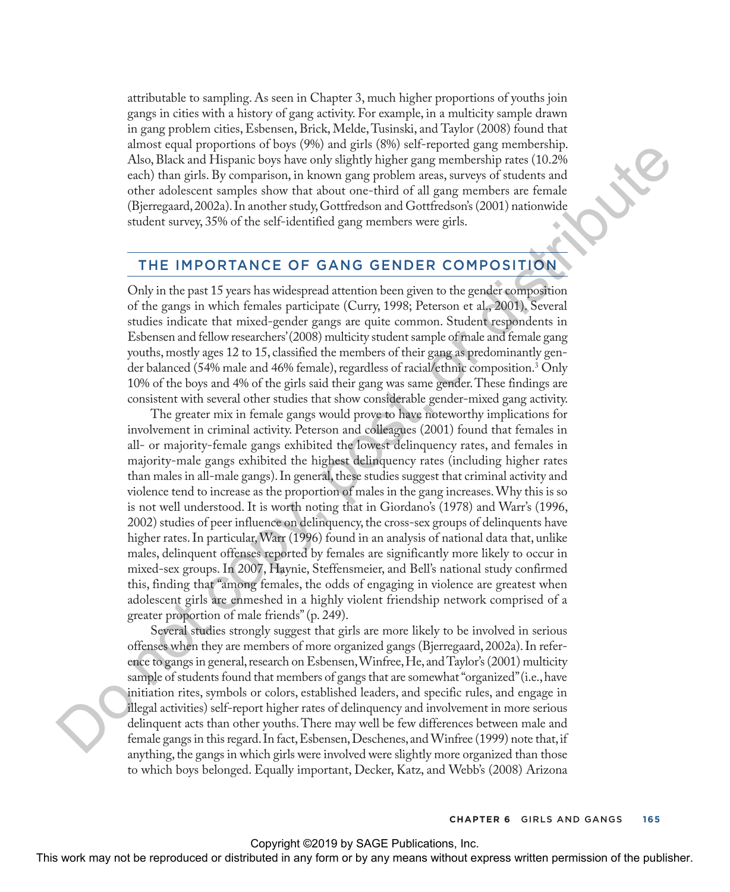attributable to sampling. As seen in Chapter 3, much higher proportions of youths join gangs in cities with a history of gang activity. For example, in a multicity sample drawn in gang problem cities, Esbensen, Brick, Melde, Tusinski, and Taylor (2008) found that almost equal proportions of boys (9%) and girls (8%) self-reported gang membership. Also, Black and Hispanic boys have only slightly higher gang membership rates (10.2% each) than girls. By comparison, in known gang problem areas, surveys of students and other adolescent samples show that about one-third of all gang members are female (Bjerregaard, 2002a). In another study, Gottfredson and Gottfredson's (2001) nationwide student survey, 35% of the self-identified gang members were girls.

## THE IMPORTANCE OF GANG GENDER COMPOSITION

Only in the past 15 years has widespread attention been given to the gender composition of the gangs in which females participate (Curry, 1998; Peterson et al., 2001). Several studies indicate that mixed-gender gangs are quite common. Student respondents in Esbensen and fellow researchers' (2008) multicity student sample of male and female gang youths, mostly ages 12 to 15, classified the members of their gang as predominantly gender balanced (54% male and 46% female), regardless of racial/ethnic composition.[3] Only 10% of the boys and 4% of the girls said their gang was same gender. These findings are consistent with several other studies that show considerable gender-mixed gang activity.

The greater mix in female gangs would prove to have noteworthy implications for involvement in criminal activity. Peterson and colleagues (2001) found that females in all- or majority-female gangs exhibited the lowest delinquency rates, and females in majority-male gangs exhibited the highest delinquency rates (including higher rates than males in all-male gangs). In general, these studies suggest that criminal activity and violence tend to increase as the proportion of males in the gang increases. Why this is so is not well understood. It is worth noting that in Giordano's (1978) and Warr's (1996, 2002) studies of peer influence on delinquency, the cross-sex groups of delinquents have higher rates. In particular, Warr (1996) found in an analysis of national data that, unlike males, delinquent offenses reported by females are significantly more likely to occur in mixed-sex groups. In 2007, Haynie, Steffensmeier, and Bell's national study confirmed this, finding that "among females, the odds of engaging in violence are greatest when adolescent girls are enmeshed in a highly violent friendship network comprised of a greater proportion of male friends" (p. 249).

Several studies strongly suggest that girls are more likely to be involved in serious offenses when they are members of more organized gangs (Bjerregaard, 2002a). In reference to gangs in general, research on Esbensen, Winfree, He, and Taylor's (2001) multicity sample of students found that members of gangs that are somewhat "organized" (i.e., have initiation rites, symbols or colors, established leaders, and specific rules, and engage in illegal activities) self-report higher rates of delinquency and involvement in more serious delinquent acts than other youths. There may well be few differences between male and female gangs in this regard. In fact, Esbensen, Deschenes, and Winfree (1999) note that, if anything, the gangs in which girls were involved were slightly more organized than those to which boys belonged. Equally important, Decker, Katz, and Webb's (2008) Arizona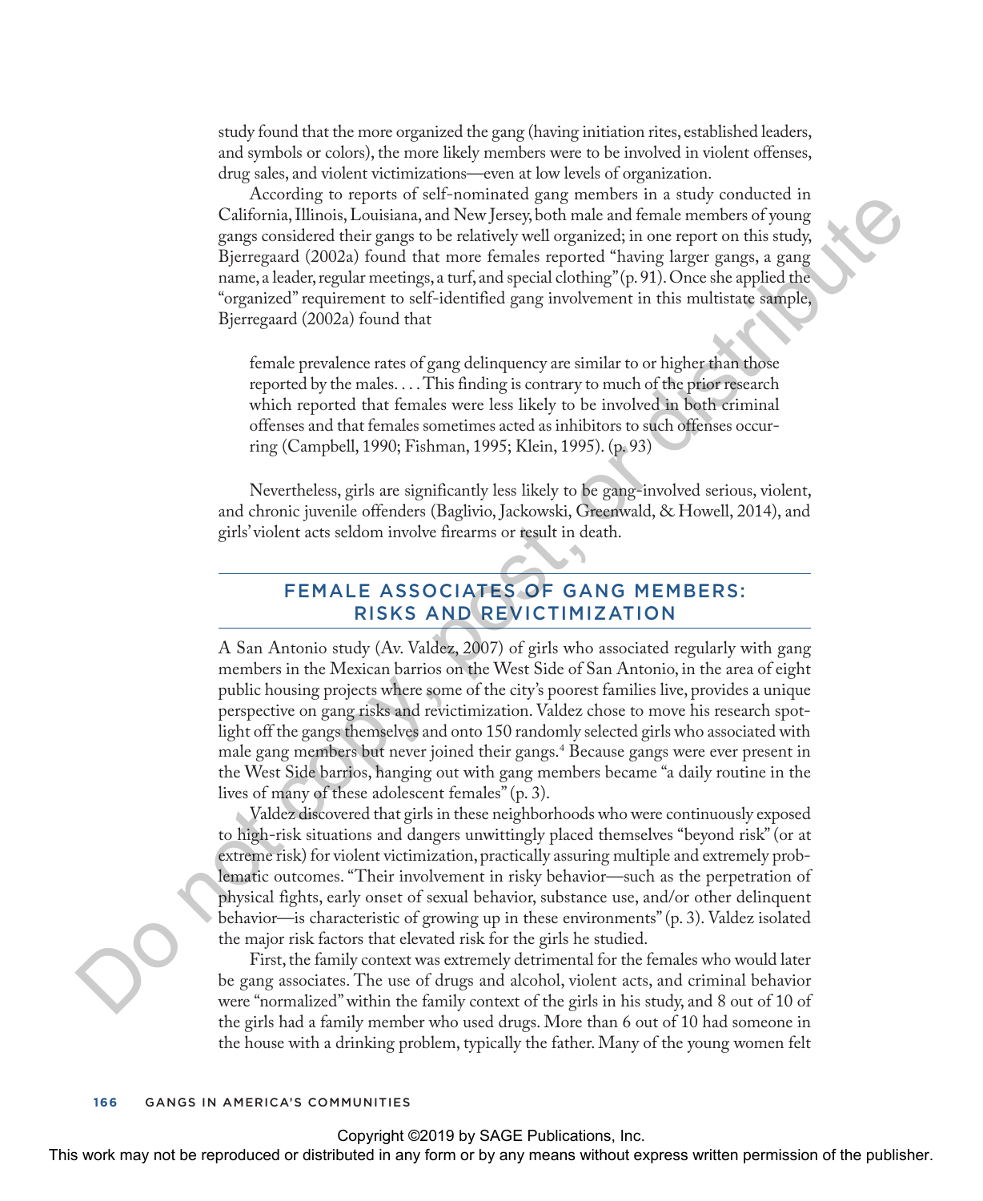study found that the more organized the gang (having initiation rites, established leaders, and symbols or colors), the more likely members were to be involved in violent offenses, drug sales, and violent victimizations—even at low levels of organization.

According to reports of self-nominated gang members in a study conducted in California, Illinois, Louisiana, and New Jersey, both male and female members of young gangs considered their gangs to be relatively well organized; in one report on this study, Bjerregaard (2002a) found that more females reported "having larger gangs, a gang name, a leader, regular meetings, a turf, and special clothing" (p. 91). Once she applied the "organized" requirement to self-identified gang involvement in this multistate sample, Bjerregaard (2002a) found that

> female prevalence rates of gang delinquency are similar to or higher than those reported by the males. . . . This finding is contrary to much of the prior research which reported that females were less likely to be involved in both criminal offenses and that females sometimes acted as inhibitors to such offenses occurring (Campbell, 1990; Fishman, 1995; Klein, 1995). (p. 93)

Nevertheless, girls are significantly less likely to be gang-involved serious, violent, and chronic juvenile offenders (Baglivio, Jackowski, Greenwald, & Howell, 2014), and girls' violent acts seldom involve firearms or result in death.

## FEMALE ASSOCIATES OF GANG MEMBERS: RISKS AND REVICTIMIZATION

A San Antonio study (Av. Valdez, 2007) of girls who associated regularly with gang members in the Mexican barrios on the West Side of San Antonio, in the area of eight public housing projects where some of the city's poorest families live, provides a unique perspective on gang risks and revictimization. Valdez chose to move his research spotlight off the gangs themselves and onto 150 randomly selected girls who associated with male gang members but never joined their gangs.[4] Because gangs were ever present in the West Side barrios, hanging out with gang members became "a daily routine in the lives of many of these adolescent females" (p. 3).

Valdez discovered that girls in these neighborhoods who were continuously exposed to high-risk situations and dangers unwittingly placed themselves "beyond risk" (or at extreme risk) for violent victimization, practically assuring multiple and extremely problematic outcomes. "Their involvement in risky behavior—such as the perpetration of physical fights, early onset of sexual behavior, substance use, and/or other delinquent behavior—is characteristic of growing up in these environments" (p. 3). Valdez isolated the major risk factors that elevated risk for the girls he studied.

First, the family context was extremely detrimental for the females who would later be gang associates. The use of drugs and alcohol, violent acts, and criminal behavior were "normalized" within the family context of the girls in his study, and 8 out of 10 of the girls had a family member who used drugs. More than 6 out of 10 had someone in the house with a drinking problem, typically the father. Many of the young women felt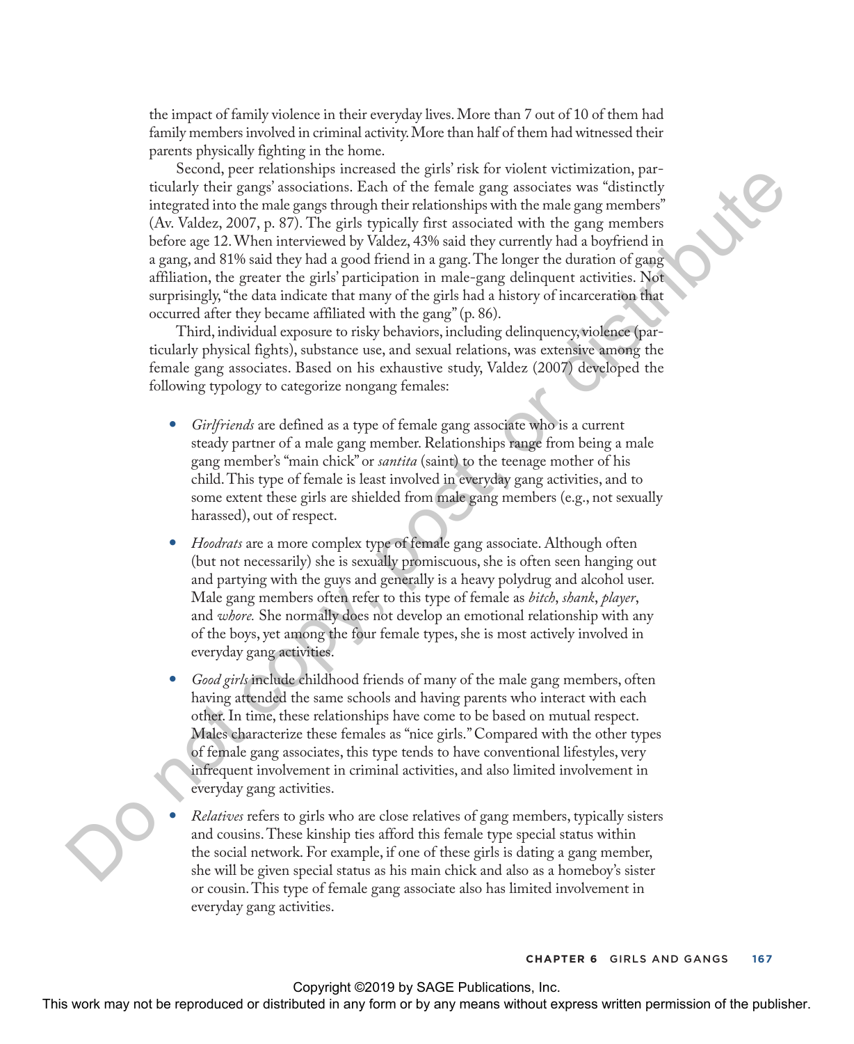the impact of family violence in their everyday lives. More than 7 out of 10 of them had family members involved in criminal activity. More than half of them had witnessed their parents physically fighting in the home.

Second, peer relationships increased the girls' risk for violent victimization, particularly their gangs' associations. Each of the female gang associates was "distinctly integrated into the male gangs through their relationships with the male gang members" (Av. Valdez, 2007, p. 87). The girls typically first associated with the gang members before age 12. When interviewed by Valdez, 43% said they currently had a boyfriend in a gang, and 81% said they had a good friend in a gang. The longer the duration of gang affiliation, the greater the girls' participation in male-gang delinquent activities. Not surprisingly, "the data indicate that many of the girls had a history of incarceration that occurred after they became affiliated with the gang" (p. 86).

Third, individual exposure to risky behaviors, including delinquency, violence (particularly physical fights), substance use, and sexual relations, was extensive among the female gang associates. Based on his exhaustive study, Valdez (2007) developed the following typology to categorize nongang females:

- *Girlfriends* are defined as a type of female gang associate who is a current steady partner of a male gang member. Relationships range from being a male gang member's "main chick" or *santita* (saint) to the teenage mother of his child. This type of female is least involved in everyday gang activities, and to some extent these girls are shielded from male gang members (e.g., not sexually harassed), out of respect.

- *Hoodrats* are a more complex type of female gang associate. Although often (but not necessarily) she is sexually promiscuous, she is often seen hanging out and partying with the guys and generally is a heavy polydrug and alcohol user. Male gang members often refer to this type of female as *bitch*, *shank*, *player*, and *whore.* She normally does not develop an emotional relationship with any of the boys, yet among the four female types, she is most actively involved in everyday gang activities.

- *Good girls* include childhood friends of many of the male gang members, often having attended the same schools and having parents who interact with each other. In time, these relationships have come to be based on mutual respect. Males characterize these females as "nice girls." Compared with the other types of female gang associates, this type tends to have conventional lifestyles, very infrequent involvement in criminal activities, and also limited involvement in everyday gang activities.

- *Relatives* refers to girls who are close relatives of gang members, typically sisters and cousins. These kinship ties afford this female type special status within the social network. For example, if one of these girls is dating a gang member, she will be given special status as his main chick and also as a homeboy's sister or cousin. This type of female gang associate also has limited involvement in everyday gang activities.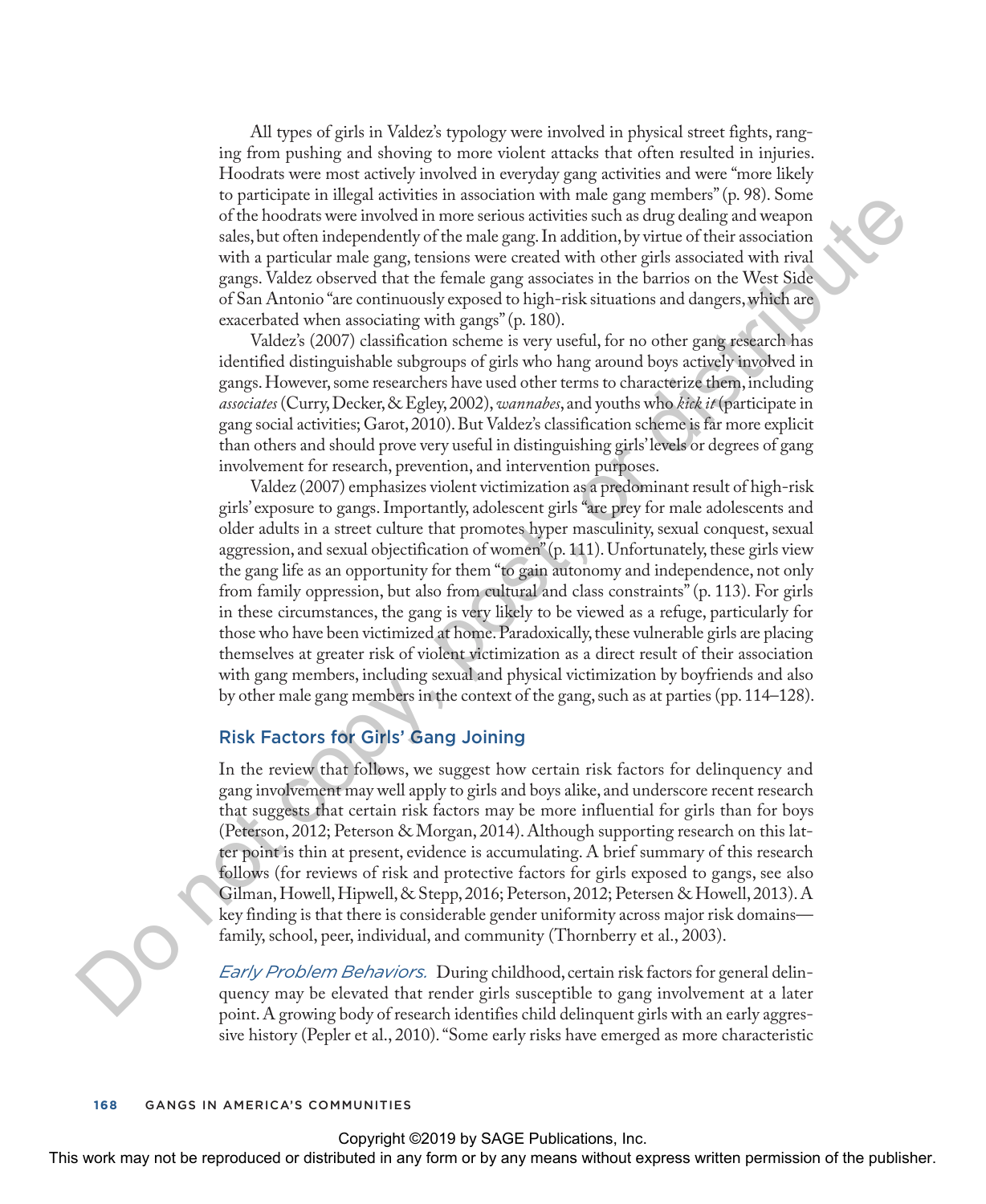All types of girls in Valdez's typology were involved in physical street fights, ranging from pushing and shoving to more violent attacks that often resulted in injuries. Hoodrats were most actively involved in everyday gang activities and were "more likely to participate in illegal activities in association with male gang members" (p. 98). Some of the hoodrats were involved in more serious activities such as drug dealing and weapon sales, but often independently of the male gang. In addition, by virtue of their association with a particular male gang, tensions were created with other girls associated with rival gangs. Valdez observed that the female gang associates in the barrios on the West Side of San Antonio "are continuously exposed to high-risk situations and dangers, which are exacerbated when associating with gangs" (p. 180).

Valdez's (2007) classification scheme is very useful, for no other gang research has identified distinguishable subgroups of girls who hang around boys actively involved in gangs. However, some researchers have used other terms to characterize them, including *associates* (Curry, Decker, & Egley, 2002), *wannabes*, and youths who *kick it* (participate in gang social activities; Garot, 2010). But Valdez's classification scheme is far more explicit than others and should prove very useful in distinguishing girls' levels or degrees of gang involvement for research, prevention, and intervention purposes.

Valdez (2007) emphasizes violent victimization as a predominant result of high-risk girls' exposure to gangs. Importantly, adolescent girls "are prey for male adolescents and older adults in a street culture that promotes hyper masculinity, sexual conquest, sexual aggression, and sexual objectification of women" (p. 111). Unfortunately, these girls view the gang life as an opportunity for them "to gain autonomy and independence, not only from family oppression, but also from cultural and class constraints" (p. 113). For girls in these circumstances, the gang is very likely to be viewed as a refuge, particularly for those who have been victimized at home. Paradoxically, these vulnerable girls are placing themselves at greater risk of violent victimization as a direct result of their association with gang members, including sexual and physical victimization by boyfriends and also by other male gang members in the context of the gang, such as at parties (pp. 114–128).

## Risk Factors for Girls' Gang Joining

In the review that follows, we suggest how certain risk factors for delinquency and gang involvement may well apply to girls and boys alike, and underscore recent research that suggests that certain risk factors may be more influential for girls than for boys (Peterson, 2012; Peterson & Morgan, 2014). Although supporting research on this latter point is thin at present, evidence is accumulating. A brief summary of this research follows (for reviews of risk and protective factors for girls exposed to gangs, see also Gilman, Howell, Hipwell, & Stepp, 2016; Peterson, 2012; Petersen & Howell, 2013). A key finding is that there is considerable gender uniformity across major risk domains—family, school, peer, individual, and community (Thornberry et al., 2003).

*Early Problem Behaviors.* During childhood, certain risk factors for general delinquency may be elevated that render girls susceptible to gang involvement at a later point. A growing body of research identifies child delinquent girls with an early aggressive history (Pepler et al., 2010). "Some early risks have emerged as more characteristic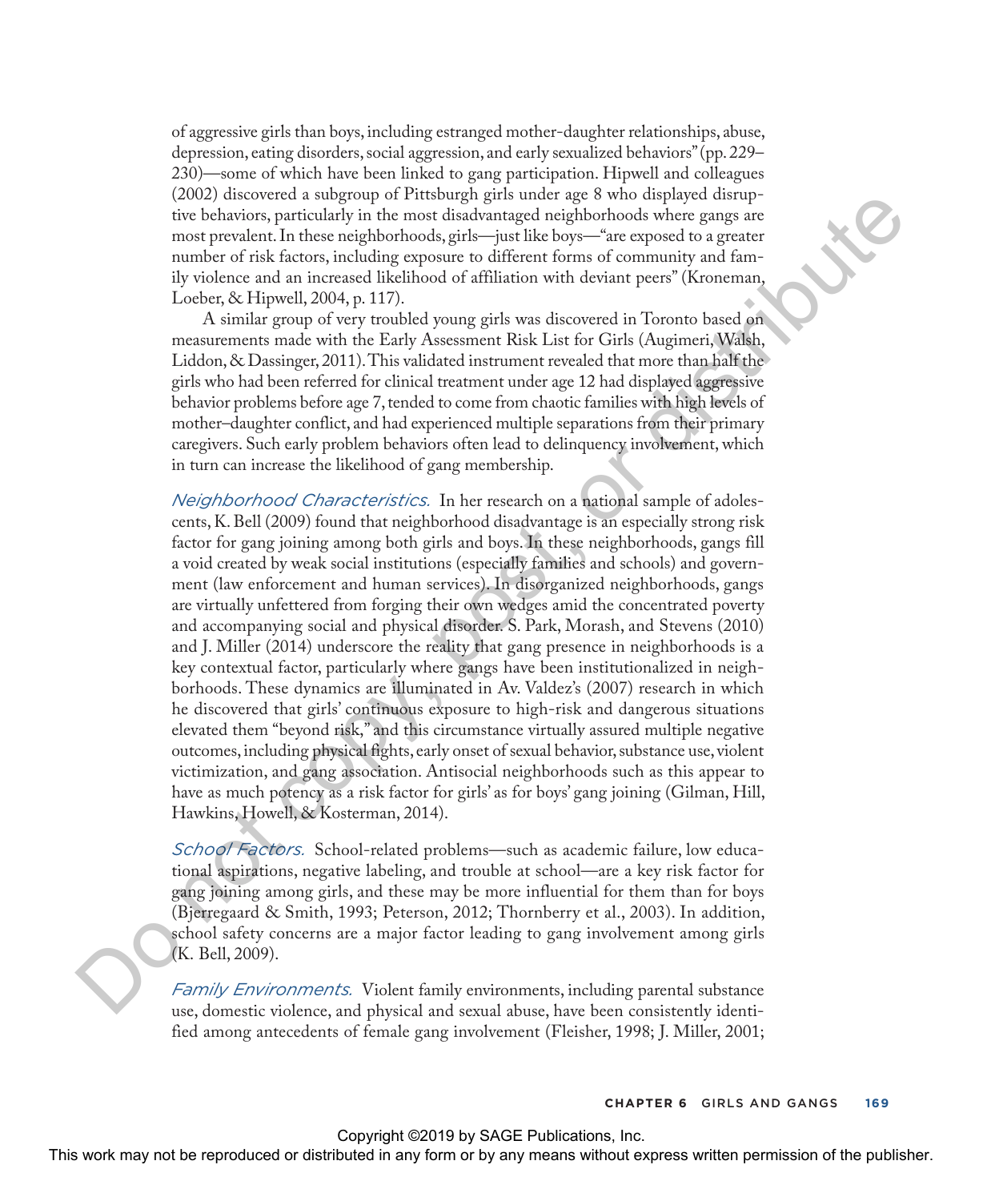of aggressive girls than boys, including estranged mother-daughter relationships, abuse, depression, eating disorders, social aggression, and early sexualized behaviors" (pp. 229–230)—some of which have been linked to gang participation. Hipwell and colleagues (2002) discovered a subgroup of Pittsburgh girls under age 8 who displayed disruptive behaviors, particularly in the most disadvantaged neighborhoods where gangs are most prevalent. In these neighborhoods, girls—just like boys—"are exposed to a greater number of risk factors, including exposure to different forms of community and family violence and an increased likelihood of affiliation with deviant peers" (Kroneman, Loeber, & Hipwell, 2004, p. 117).

A similar group of very troubled young girls was discovered in Toronto based on measurements made with the Early Assessment Risk List for Girls (Augimeri, Walsh, Liddon, & Dassinger, 2011). This validated instrument revealed that more than half the girls who had been referred for clinical treatment under age 12 had displayed aggressive behavior problems before age 7, tended to come from chaotic families with high levels of mother–daughter conflict, and had experienced multiple separations from their primary caregivers. Such early problem behaviors often lead to delinquency involvement, which in turn can increase the likelihood of gang membership.

*Neighborhood Characteristics.* In her research on a national sample of adolescents, K. Bell (2009) found that neighborhood disadvantage is an especially strong risk factor for gang joining among both girls and boys. In these neighborhoods, gangs fill a void created by weak social institutions (especially families and schools) and government (law enforcement and human services). In disorganized neighborhoods, gangs are virtually unfettered from forging their own wedges amid the concentrated poverty and accompanying social and physical disorder. S. Park, Morash, and Stevens (2010) and J. Miller (2014) underscore the reality that gang presence in neighborhoods is a key contextual factor, particularly where gangs have been institutionalized in neighborhoods. These dynamics are illuminated in Av. Valdez's (2007) research in which he discovered that girls' continuous exposure to high-risk and dangerous situations elevated them "beyond risk," and this circumstance virtually assured multiple negative outcomes, including physical fights, early onset of sexual behavior, substance use, violent victimization, and gang association. Antisocial neighborhoods such as this appear to have as much potency as a risk factor for girls' as for boys' gang joining (Gilman, Hill, Hawkins, Howell, & Kosterman, 2014).

*School Factors.* School-related problems—such as academic failure, low educational aspirations, negative labeling, and trouble at school—are a key risk factor for gang joining among girls, and these may be more influential for them than for boys (Bjerregaard & Smith, 1993; Peterson, 2012; Thornberry et al., 2003). In addition, school safety concerns are a major factor leading to gang involvement among girls (K. Bell, 2009).

*Family Environments.* Violent family environments, including parental substance use, domestic violence, and physical and sexual abuse, have been consistently identified among antecedents of female gang involvement (Fleisher, 1998; J. Miller, 2001;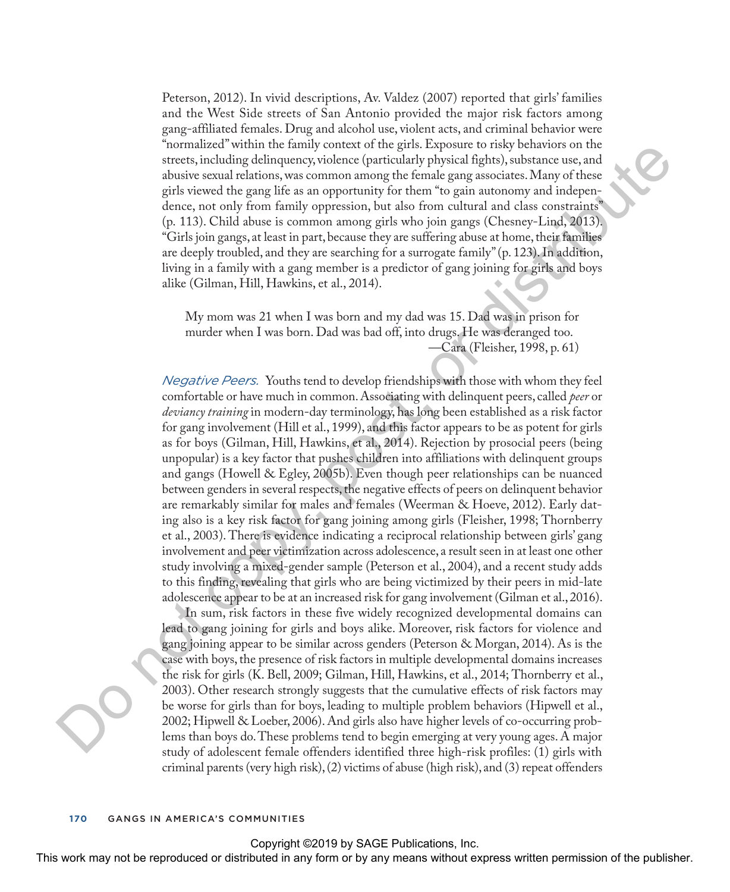Peterson, 2012). In vivid descriptions, Av. Valdez (2007) reported that girls' families and the West Side streets of San Antonio provided the major risk factors among gang-affiliated females. Drug and alcohol use, violent acts, and criminal behavior were "normalized" within the family context of the girls. Exposure to risky behaviors on the streets, including delinquency, violence (particularly physical fights), substance use, and abusive sexual relations, was common among the female gang associates. Many of these girls viewed the gang life as an opportunity for them "to gain autonomy and independence, not only from family oppression, but also from cultural and class constraints" (p. 113). Child abuse is common among girls who join gangs (Chesney-Lind, 2013). "Girls join gangs, at least in part, because they are suffering abuse at home, their families are deeply troubled, and they are searching for a surrogate family" (p. 123). In addition, living in a family with a gang member is a predictor of gang joining for girls and boys alike (Gilman, Hill, Hawkins, et al., 2014).

> My mom was 21 when I was born and my dad was 15. Dad was in prison for murder when I was born. Dad was bad off, into drugs. He was deranged too.
>
> —Cara (Fleisher, 1998, p. 61)

*Negative Peers.* Youths tend to develop friendships with those with whom they feel comfortable or have much in common. Associating with delinquent peers, called *peer* or *deviancy training* in modern-day terminology, has long been established as a risk factor for gang involvement (Hill et al., 1999), and this factor appears to be as potent for girls as for boys (Gilman, Hill, Hawkins, et al., 2014). Rejection by prosocial peers (being unpopular) is a key factor that pushes children into affiliations with delinquent groups and gangs (Howell & Egley, 2005b). Even though peer relationships can be nuanced between genders in several respects, the negative effects of peers on delinquent behavior are remarkably similar for males and females (Weerman & Hoeve, 2012). Early dating also is a key risk factor for gang joining among girls (Fleisher, 1998; Thornberry et al., 2003). There is evidence indicating a reciprocal relationship between girls' gang involvement and peer victimization across adolescence, a result seen in at least one other study involving a mixed-gender sample (Peterson et al., 2004), and a recent study adds to this finding, revealing that girls who are being victimized by their peers in mid-late adolescence appear to be at an increased risk for gang involvement (Gilman et al., 2016).

In sum, risk factors in these five widely recognized developmental domains can lead to gang joining for girls and boys alike. Moreover, risk factors for violence and gang joining appear to be similar across genders (Peterson & Morgan, 2014). As is the case with boys, the presence of risk factors in multiple developmental domains increases the risk for girls (K. Bell, 2009; Gilman, Hill, Hawkins, et al., 2014; Thornberry et al., 2003). Other research strongly suggests that the cumulative effects of risk factors may be worse for girls than for boys, leading to multiple problem behaviors (Hipwell et al., 2002; Hipwell & Loeber, 2006). And girls also have higher levels of co-occurring problems than boys do. These problems tend to begin emerging at very young ages. A major study of adolescent female offenders identified three high-risk profiles: (1) girls with criminal parents (very high risk), (2) victims of abuse (high risk), and (3) repeat offenders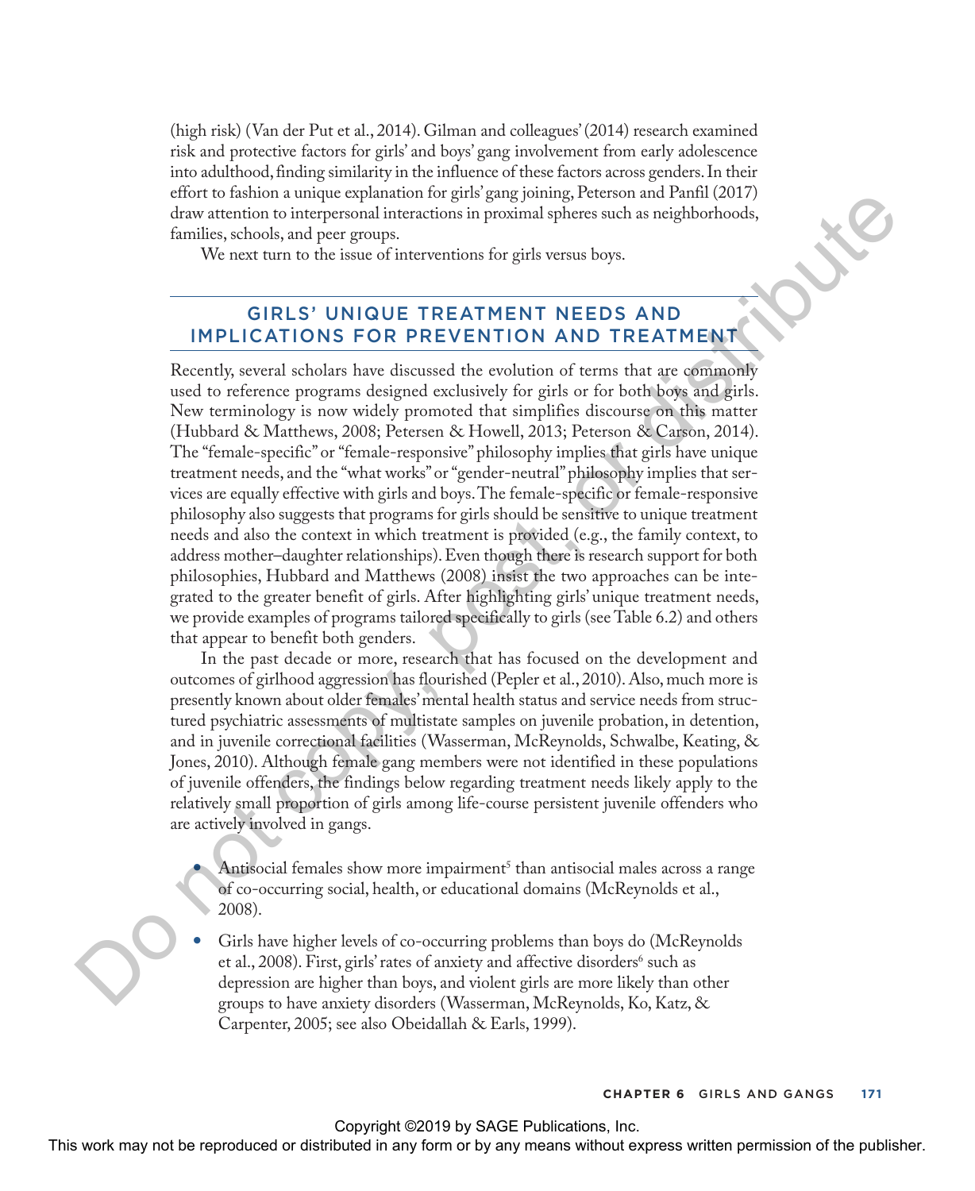(high risk) (Van der Put et al., 2014). Gilman and colleagues' (2014) research examined risk and protective factors for girls' and boys' gang involvement from early adolescence into adulthood, finding similarity in the influence of these factors across genders. In their effort to fashion a unique explanation for girls' gang joining, Peterson and Panfil (2017) draw attention to interpersonal interactions in proximal spheres such as neighborhoods, families, schools, and peer groups.

We next turn to the issue of interventions for girls versus boys.

## GIRLS' UNIQUE TREATMENT NEEDS AND IMPLICATIONS FOR PREVENTION AND TREATMENT

Recently, several scholars have discussed the evolution of terms that are commonly used to reference programs designed exclusively for girls or for both boys and girls. New terminology is now widely promoted that simplifies discourse on this matter (Hubbard & Matthews, 2008; Petersen & Howell, 2013; Peterson & Carson, 2014). The "female-specific" or "female-responsive" philosophy implies that girls have unique treatment needs, and the "what works" or "gender-neutral" philosophy implies that services are equally effective with girls and boys. The female-specific or female-responsive philosophy also suggests that programs for girls should be sensitive to unique treatment needs and also the context in which treatment is provided (e.g., the family context, to address mother–daughter relationships). Even though there is research support for both philosophies, Hubbard and Matthews (2008) insist the two approaches can be integrated to the greater benefit of girls. After highlighting girls' unique treatment needs, we provide examples of programs tailored specifically to girls (see Table 6.2) and others that appear to benefit both genders.

In the past decade or more, research that has focused on the development and outcomes of girlhood aggression has flourished (Pepler et al., 2010). Also, much more is presently known about older females' mental health status and service needs from structured psychiatric assessments of multistate samples on juvenile probation, in detention, and in juvenile correctional facilities (Wasserman, McReynolds, Schwalbe, Keating, & Jones, 2010). Although female gang members were not identified in these populations of juvenile offenders, the findings below regarding treatment needs likely apply to the relatively small proportion of girls among life-course persistent juvenile offenders who are actively involved in gangs.

- Antisocial females show more impairment[5] than antisocial males across a range of co-occurring social, health, or educational domains (McReynolds et al., 2008).
- Girls have higher levels of co-occurring problems than boys do (McReynolds et al., 2008). First, girls' rates of anxiety and affective disorders[6] such as depression are higher than boys, and violent girls are more likely than other groups to have anxiety disorders (Wasserman, McReynolds, Ko, Katz, & Carpenter, 2005; see also Obeidallah & Earls, 1999).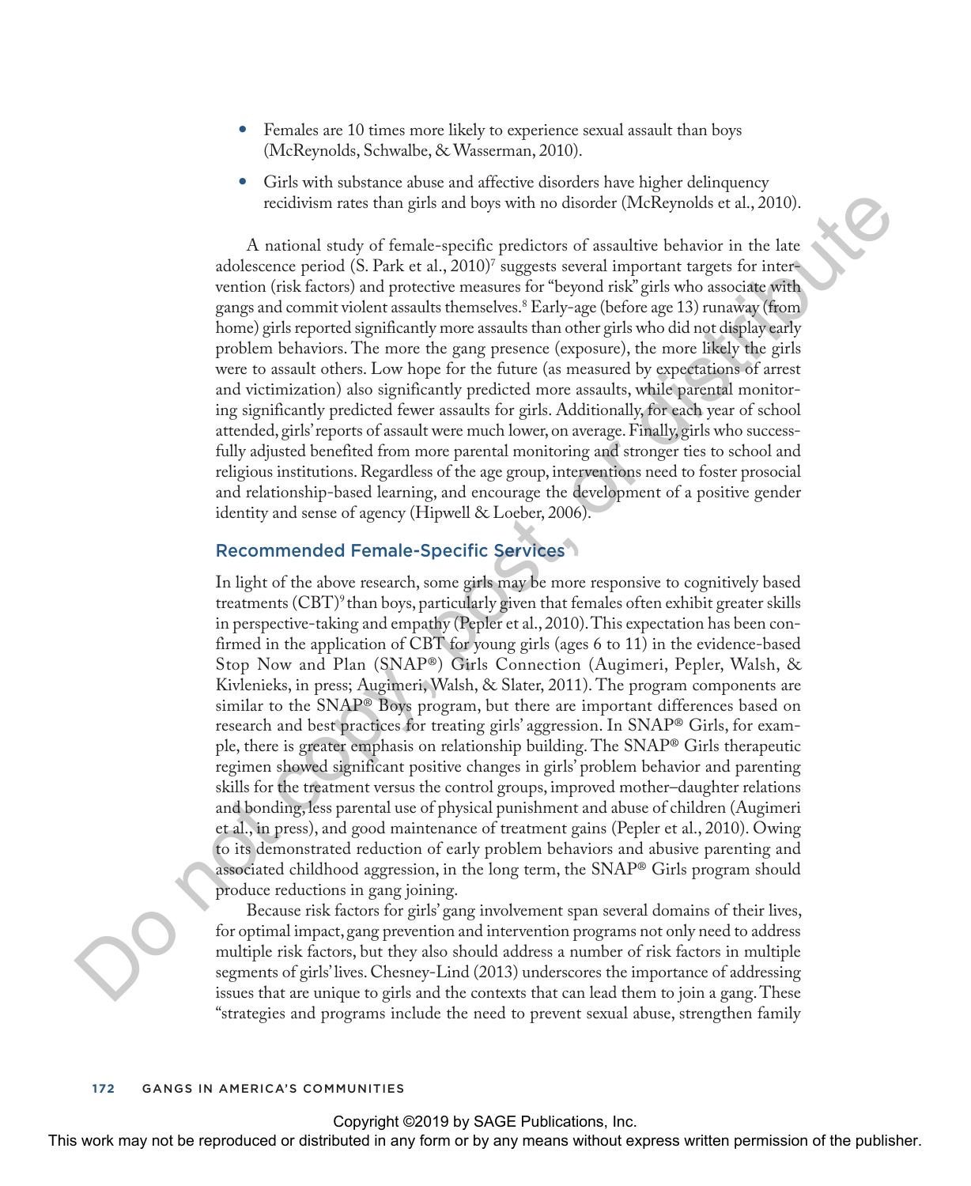- Females are 10 times more likely to experience sexual assault than boys (McReynolds, Schwalbe, & Wasserman, 2010).
- Girls with substance abuse and affective disorders have higher delinquency recidivism rates than girls and boys with no disorder (McReynolds et al., 2010).

A national study of female-specific predictors of assaultive behavior in the late adolescence period (S. Park et al., 2010)[7] suggests several important targets for intervention (risk factors) and protective measures for "beyond risk" girls who associate with gangs and commit violent assaults themselves.[8] Early-age (before age 13) runaway (from home) girls reported significantly more assaults than other girls who did not display early problem behaviors. The more the gang presence (exposure), the more likely the girls were to assault others. Low hope for the future (as measured by expectations of arrest and victimization) also significantly predicted more assaults, while parental monitoring significantly predicted fewer assaults for girls. Additionally, for each year of school attended, girls' reports of assault were much lower, on average. Finally, girls who successfully adjusted benefited from more parental monitoring and stronger ties to school and religious institutions. Regardless of the age group, interventions need to foster prosocial and relationship-based learning, and encourage the development of a positive gender identity and sense of agency (Hipwell & Loeber, 2006).

## Recommended Female-Specific Services

In light of the above research, some girls may be more responsive to cognitively based treatments (CBT)[9] than boys, particularly given that females often exhibit greater skills in perspective-taking and empathy (Pepler et al., 2010). This expectation has been confirmed in the application of CBT for young girls (ages 6 to 11) in the evidence-based Stop Now and Plan (SNAP®) Girls Connection (Augimeri, Pepler, Walsh, & Kivlenieks, in press; Augimeri, Walsh, & Slater, 2011). The program components are similar to the SNAP® Boys program, but there are important differences based on research and best practices for treating girls' aggression. In SNAP® Girls, for example, there is greater emphasis on relationship building. The SNAP® Girls therapeutic regimen showed significant positive changes in girls' problem behavior and parenting skills for the treatment versus the control groups, improved mother–daughter relations and bonding, less parental use of physical punishment and abuse of children (Augimeri et al., in press), and good maintenance of treatment gains (Pepler et al., 2010). Owing to its demonstrated reduction of early problem behaviors and abusive parenting and associated childhood aggression, in the long term, the SNAP® Girls program should produce reductions in gang joining.

Because risk factors for girls' gang involvement span several domains of their lives, for optimal impact, gang prevention and intervention programs not only need to address multiple risk factors, but they also should address a number of risk factors in multiple segments of girls' lives. Chesney-Lind (2013) underscores the importance of addressing issues that are unique to girls and the contexts that can lead them to join a gang. These "strategies and programs include the need to prevent sexual abuse, strengthen family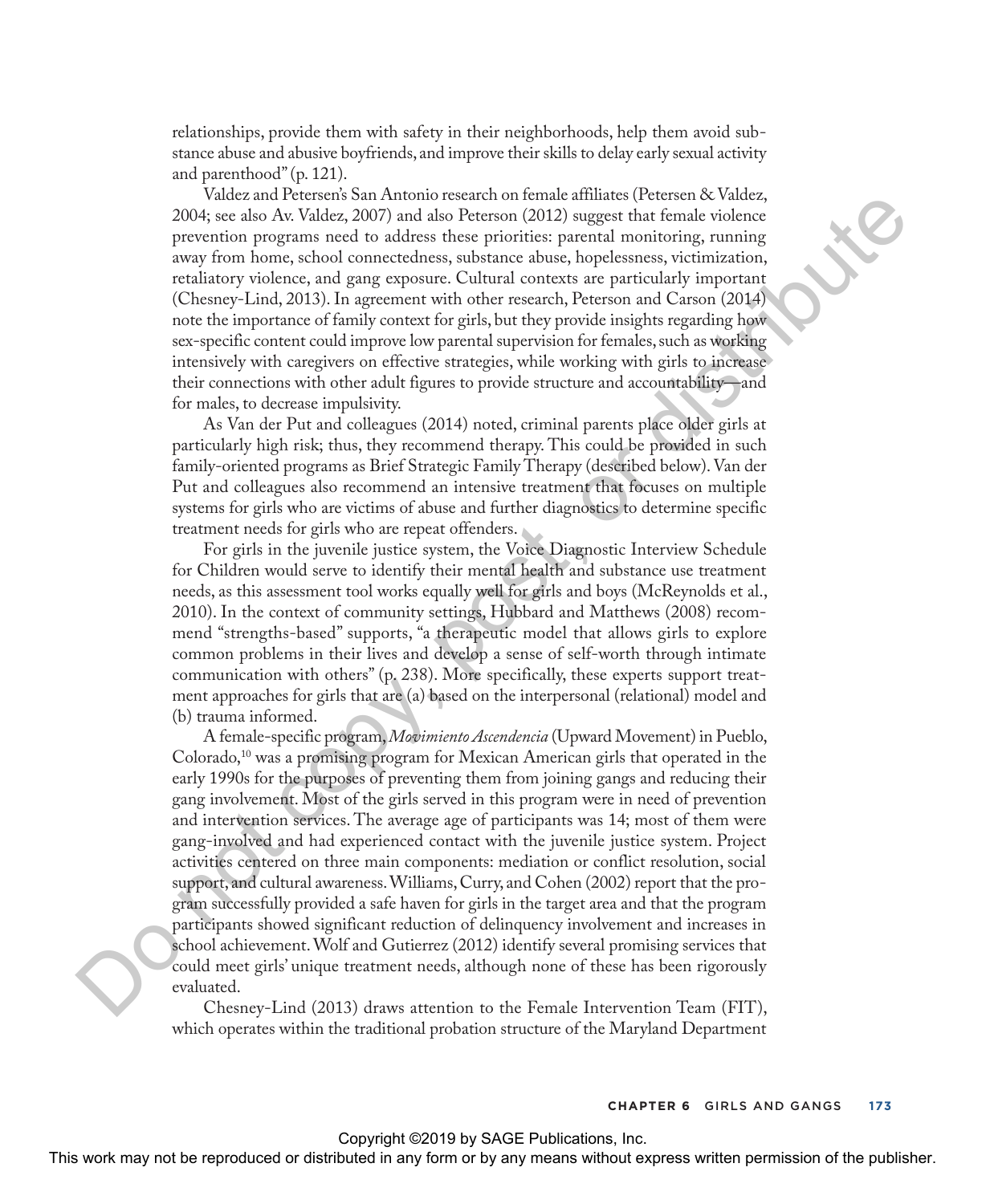relationships, provide them with safety in their neighborhoods, help them avoid substance abuse and abusive boyfriends, and improve their skills to delay early sexual activity and parenthood" (p. 121).

Valdez and Petersen's San Antonio research on female affiliates (Petersen & Valdez, 2004; see also Av. Valdez, 2007) and also Peterson (2012) suggest that female violence prevention programs need to address these priorities: parental monitoring, running away from home, school connectedness, substance abuse, hopelessness, victimization, retaliatory violence, and gang exposure. Cultural contexts are particularly important (Chesney-Lind, 2013). In agreement with other research, Peterson and Carson (2014) note the importance of family context for girls, but they provide insights regarding how sex-specific content could improve low parental supervision for females, such as working intensively with caregivers on effective strategies, while working with girls to increase their connections with other adult figures to provide structure and accountability—and for males, to decrease impulsivity.

As Van der Put and colleagues (2014) noted, criminal parents place older girls at particularly high risk; thus, they recommend therapy. This could be provided in such family-oriented programs as Brief Strategic Family Therapy (described below). Van der Put and colleagues also recommend an intensive treatment that focuses on multiple systems for girls who are victims of abuse and further diagnostics to determine specific treatment needs for girls who are repeat offenders.

For girls in the juvenile justice system, the Voice Diagnostic Interview Schedule for Children would serve to identify their mental health and substance use treatment needs, as this assessment tool works equally well for girls and boys (McReynolds et al., 2010). In the context of community settings, Hubbard and Matthews (2008) recommend "strengths-based" supports, "a therapeutic model that allows girls to explore common problems in their lives and develop a sense of self-worth through intimate communication with others" (p. 238). More specifically, these experts support treatment approaches for girls that are (a) based on the interpersonal (relational) model and (b) trauma informed.

A female-specific program, *Movimiento Ascendencia* (Upward Movement) in Pueblo, Colorado,[10] was a promising program for Mexican American girls that operated in the early 1990s for the purposes of preventing them from joining gangs and reducing their gang involvement. Most of the girls served in this program were in need of prevention and intervention services. The average age of participants was 14; most of them were gang-involved and had experienced contact with the juvenile justice system. Project activities centered on three main components: mediation or conflict resolution, social support, and cultural awareness. Williams, Curry, and Cohen (2002) report that the program successfully provided a safe haven for girls in the target area and that the program participants showed significant reduction of delinquency involvement and increases in school achievement. Wolf and Gutierrez (2012) identify several promising services that could meet girls' unique treatment needs, although none of these has been rigorously evaluated.

Chesney-Lind (2013) draws attention to the Female Intervention Team (FIT), which operates within the traditional probation structure of the Maryland Department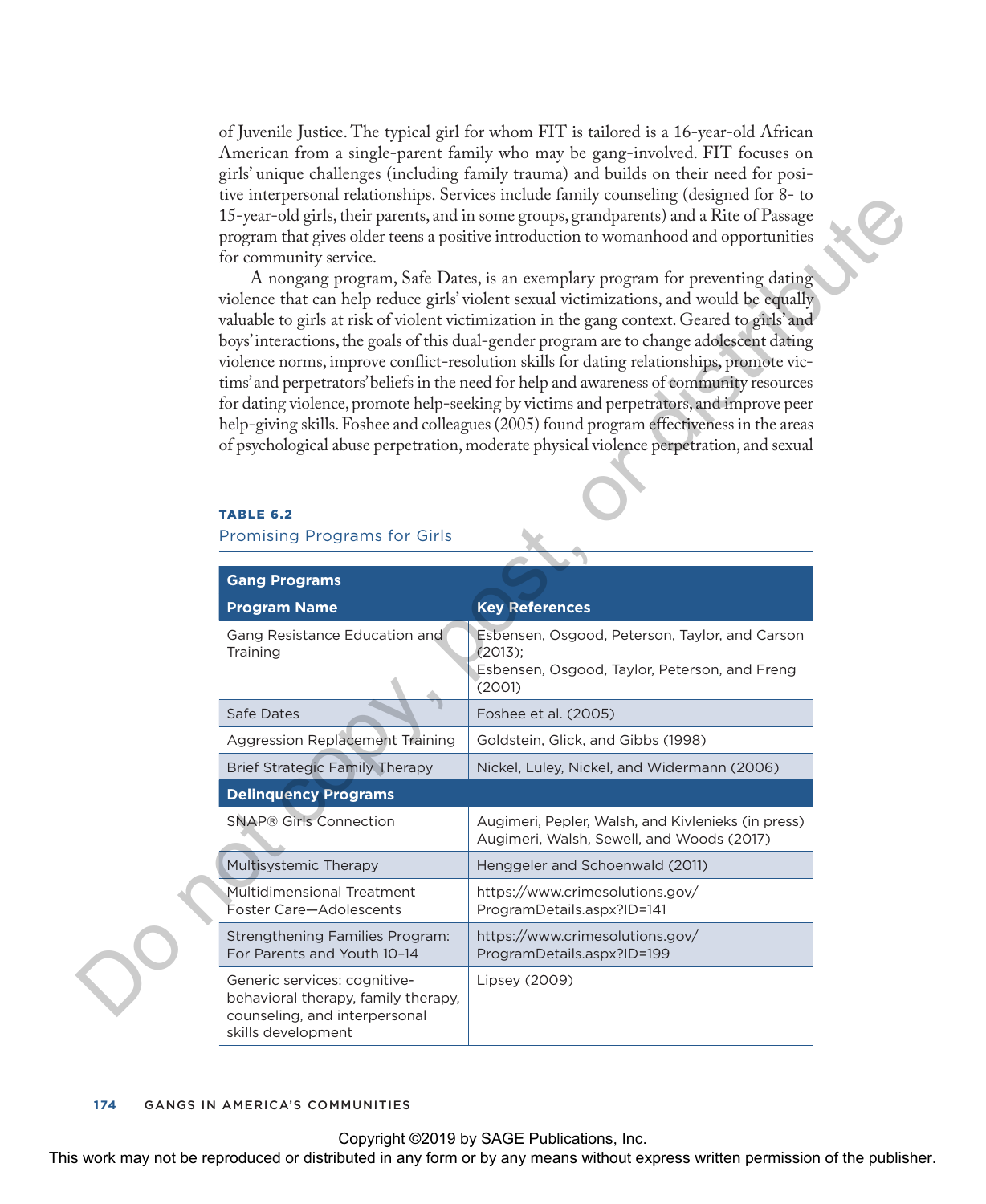of Juvenile Justice. The typical girl for whom FIT is tailored is a 16-year-old African American from a single-parent family who may be gang-involved. FIT focuses on girls' unique challenges (including family trauma) and builds on their need for positive interpersonal relationships. Services include family counseling (designed for 8- to 15-year-old girls, their parents, and in some groups, grandparents) and a Rite of Passage program that gives older teens a positive introduction to womanhood and opportunities for community service.

A nongang program, Safe Dates, is an exemplary program for preventing dating violence that can help reduce girls' violent sexual victimizations, and would be equally valuable to girls at risk of violent victimization in the gang context. Geared to girls' and boys' interactions, the goals of this dual-gender program are to change adolescent dating violence norms, improve conflict-resolution skills for dating relationships, promote victims' and perpetrators' beliefs in the need for help and awareness of community resources for dating violence, promote help-seeking by victims and perpetrators, and improve peer help-giving skills. Foshee and colleagues (2005) found program effectiveness in the areas of psychological abuse perpetration, moderate physical violence perpetration, and sexual

**TABLE 6.2**

**Promising Programs for Girls**

| Program Name | Key References |
|---|---|
| **Gang Programs** | |
| Gang Resistance Education and Training | Esbensen, Osgood, Peterson, Taylor, and Carson (2013); Esbensen, Osgood, Taylor, Peterson, and Freng (2001) |
| Safe Dates | Foshee et al. (2005) |
| Aggression Replacement Training | Goldstein, Glick, and Gibbs (1998) |
| Brief Strategic Family Therapy | Nickel, Luley, Nickel, and Widermann (2006) |
| **Delinquency Programs** | |
| SNAP® Girls Connection | Augimeri, Pepler, Walsh, and Kivlenieks (in press) Augimeri, Walsh, Sewell, and Woods (2017) |
| Multisystemic Therapy | Henggeler and Schoenwald (2011) |
| Multidimensional Treatment Foster Care—Adolescents | https://www.crimesolutions.gov/ProgramDetails.aspx?ID=141 |
| Strengthening Families Program: For Parents and Youth 10–14 | https://www.crimesolutions.gov/ProgramDetails.aspx?ID=199 |
| Generic services: cognitive-behavioral therapy, family therapy, counseling, and interpersonal skills development | Lipsey (2009) |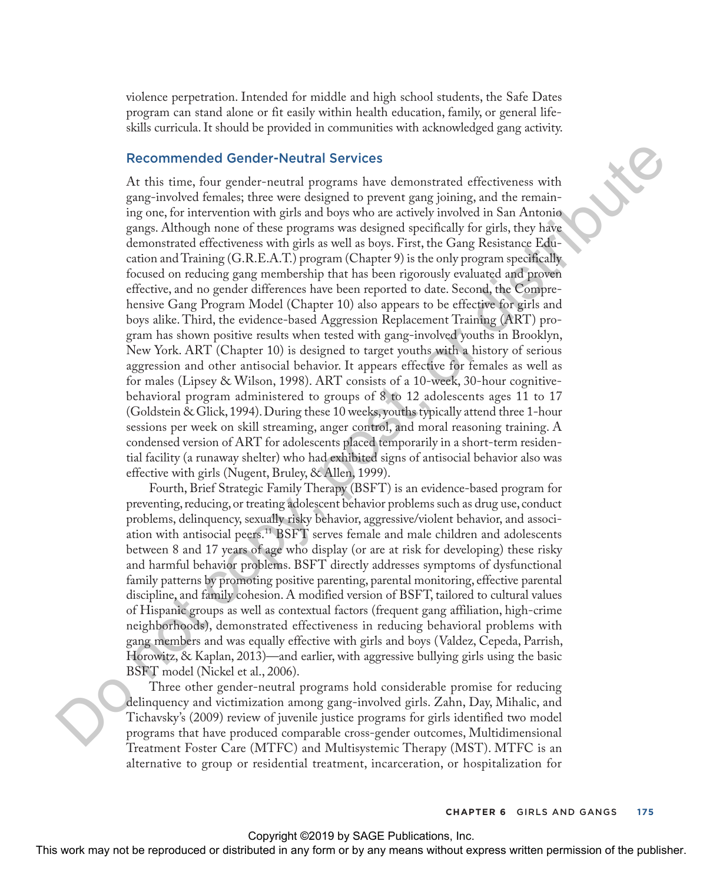violence perpetration. Intended for middle and high school students, the Safe Dates program can stand alone or fit easily within health education, family, or general life-skills curricula. It should be provided in communities with acknowledged gang activity.

## Recommended Gender-Neutral Services

At this time, four gender-neutral programs have demonstrated effectiveness with gang-involved females; three were designed to prevent gang joining, and the remaining one, for intervention with girls and boys who are actively involved in San Antonio gangs. Although none of these programs was designed specifically for girls, they have demonstrated effectiveness with girls as well as boys. First, the Gang Resistance Education and Training (G.R.E.A.T.) program (Chapter 9) is the only program specifically focused on reducing gang membership that has been rigorously evaluated and proven effective, and no gender differences have been reported to date. Second, the Comprehensive Gang Program Model (Chapter 10) also appears to be effective for girls and boys alike. Third, the evidence-based Aggression Replacement Training (ART) program has shown positive results when tested with gang-involved youths in Brooklyn, New York. ART (Chapter 10) is designed to target youths with a history of serious aggression and other antisocial behavior. It appears effective for females as well as for males (Lipsey & Wilson, 1998). ART consists of a 10-week, 30-hour cognitive-behavioral program administered to groups of 8 to 12 adolescents ages 11 to 17 (Goldstein & Glick, 1994). During these 10 weeks, youths typically attend three 1-hour sessions per week on skill streaming, anger control, and moral reasoning training. A condensed version of ART for adolescents placed temporarily in a short-term residential facility (a runaway shelter) who had exhibited signs of antisocial behavior also was effective with girls (Nugent, Bruley, & Allen, 1999).

Fourth, Brief Strategic Family Therapy (BSFT) is an evidence-based program for preventing, reducing, or treating adolescent behavior problems such as drug use, conduct problems, delinquency, sexually risky behavior, aggressive/violent behavior, and association with antisocial peers.[11] BSFT serves female and male children and adolescents between 8 and 17 years of age who display (or are at risk for developing) these risky and harmful behavior problems. BSFT directly addresses symptoms of dysfunctional family patterns by promoting positive parenting, parental monitoring, effective parental discipline, and family cohesion. A modified version of BSFT, tailored to cultural values of Hispanic groups as well as contextual factors (frequent gang affiliation, high-crime neighborhoods), demonstrated effectiveness in reducing behavioral problems with gang members and was equally effective with girls and boys (Valdez, Cepeda, Parrish, Horowitz, & Kaplan, 2013)—and earlier, with aggressive bullying girls using the basic BSFT model (Nickel et al., 2006).

Three other gender-neutral programs hold considerable promise for reducing delinquency and victimization among gang-involved girls. Zahn, Day, Mihalic, and Tichavsky's (2009) review of juvenile justice programs for girls identified two model programs that have produced comparable cross-gender outcomes, Multidimensional Treatment Foster Care (MTFC) and Multisystemic Therapy (MST). MTFC is an alternative to group or residential treatment, incarceration, or hospitalization for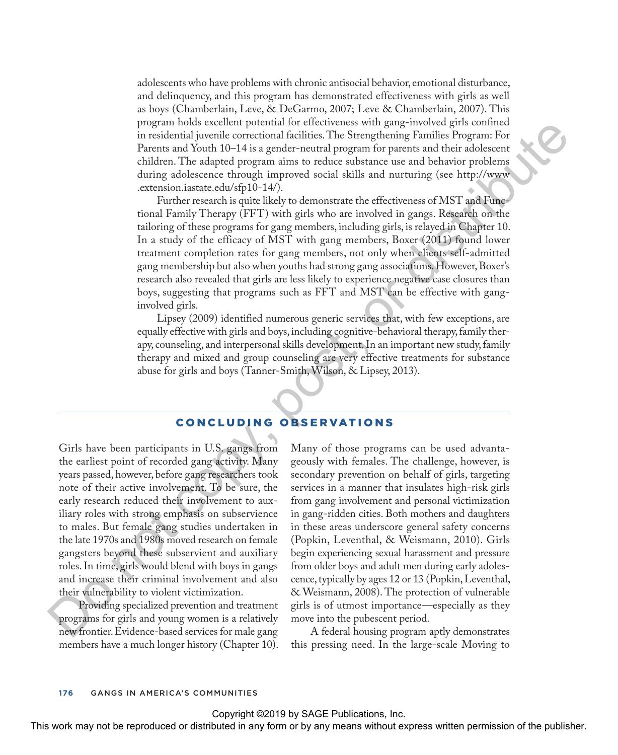adolescents who have problems with chronic antisocial behavior, emotional disturbance, and delinquency, and this program has demonstrated effectiveness with girls as well as boys (Chamberlain, Leve, & DeGarmo, 2007; Leve & Chamberlain, 2007). This program holds excellent potential for effectiveness with gang-involved girls confined in residential juvenile correctional facilities. The Strengthening Families Program: For Parents and Youth 10–14 is a gender-neutral program for parents and their adolescent children. The adapted program aims to reduce substance use and behavior problems during adolescence through improved social skills and nurturing (see http://www.extension.iastate.edu/sfp10-14/).

Further research is quite likely to demonstrate the effectiveness of MST and Functional Family Therapy (FFT) with girls who are involved in gangs. Research on the tailoring of these programs for gang members, including girls, is relayed in Chapter 10. In a study of the efficacy of MST with gang members, Boxer (2011) found lower treatment completion rates for gang members, not only when clients self-admitted gang membership but also when youths had strong gang associations. However, Boxer's research also revealed that girls are less likely to experience negative case closures than boys, suggesting that programs such as FFT and MST can be effective with gang-involved girls.

Lipsey (2009) identified numerous generic services that, with few exceptions, are equally effective with girls and boys, including cognitive-behavioral therapy, family therapy, counseling, and interpersonal skills development. In an important new study, family therapy and mixed and group counseling are very effective treatments for substance abuse for girls and boys (Tanner-Smith, Wilson, & Lipsey, 2013).

## CONCLUDING OBSERVATIONS

Girls have been participants in U.S. gangs from the earliest point of recorded gang activity. Many years passed, however, before gang researchers took note of their active involvement. To be sure, the early research reduced their involvement to auxiliary roles with strong emphasis on subservience to males. But female gang studies undertaken in the late 1970s and 1980s moved research on female gangsters beyond these subservient and auxiliary roles. In time, girls would blend with boys in gangs and increase their criminal involvement and also their vulnerability to violent victimization.

Providing specialized prevention and treatment programs for girls and young women is a relatively new frontier. Evidence-based services for male gang members have a much longer history (Chapter 10). Many of those programs can be used advantageously with females. The challenge, however, is secondary prevention on behalf of girls, targeting services in a manner that insulates high-risk girls from gang involvement and personal victimization in gang-ridden cities. Both mothers and daughters in these areas underscore general safety concerns (Popkin, Leventhal, & Weismann, 2010). Girls begin experiencing sexual harassment and pressure from older boys and adult men during early adolescence, typically by ages 12 or 13 (Popkin, Leventhal, & Weismann, 2008). The protection of vulnerable girls is of utmost importance—especially as they move into the pubescent period.

A federal housing program aptly demonstrates this pressing need. In the large-scale Moving to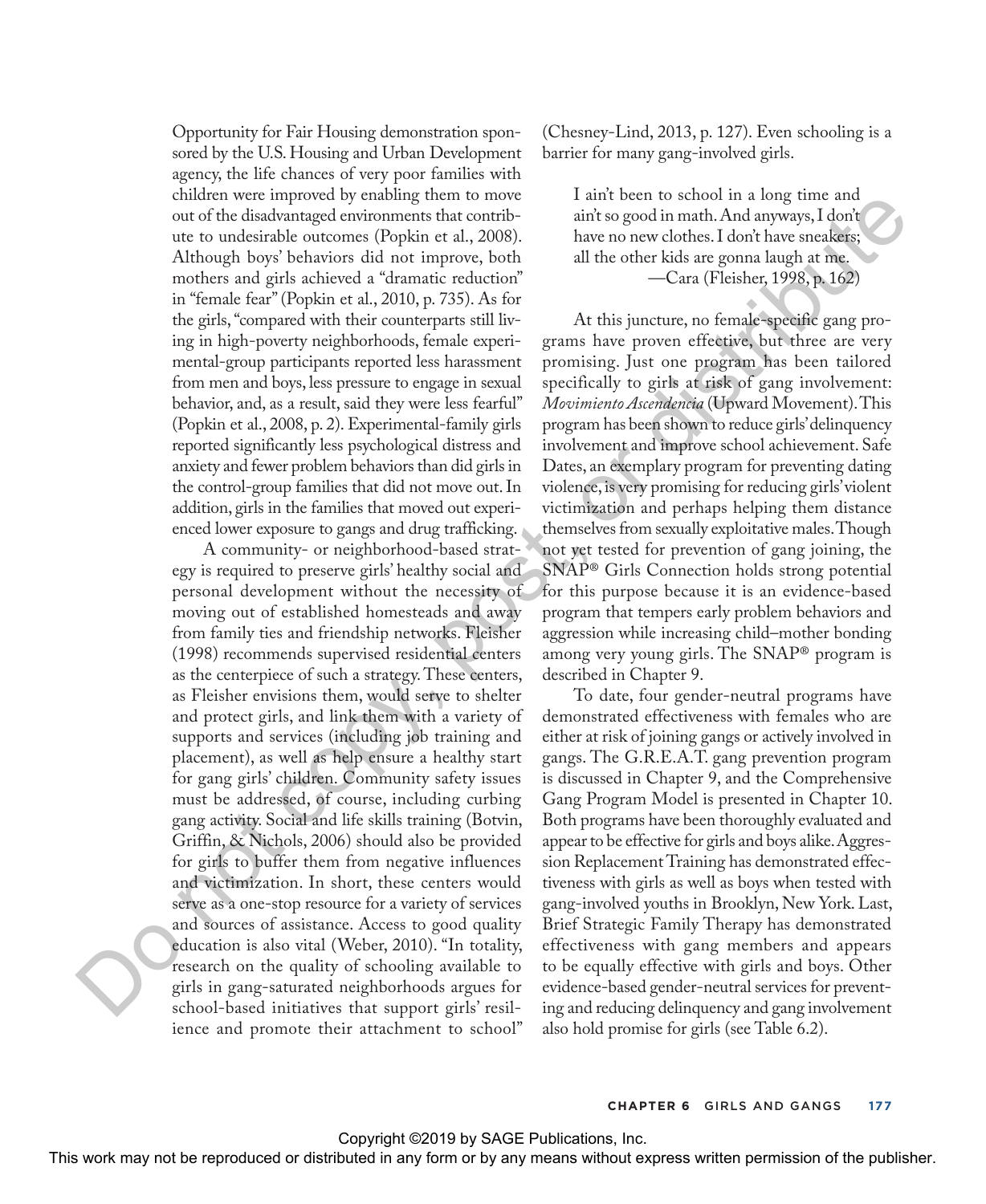Opportunity for Fair Housing demonstration sponsored by the U.S. Housing and Urban Development agency, the life chances of very poor families with children were improved by enabling them to move out of the disadvantaged environments that contribute to undesirable outcomes (Popkin et al., 2008). Although boys' behaviors did not improve, both mothers and girls achieved a "dramatic reduction" in "female fear" (Popkin et al., 2010, p. 735). As for the girls, "compared with their counterparts still living in high-poverty neighborhoods, female experimental-group participants reported less harassment from men and boys, less pressure to engage in sexual behavior, and, as a result, said they were less fearful" (Popkin et al., 2008, p. 2). Experimental-family girls reported significantly less psychological distress and anxiety and fewer problem behaviors than did girls in the control-group families that did not move out. In addition, girls in the families that moved out experienced lower exposure to gangs and drug trafficking.

A community- or neighborhood-based strategy is required to preserve girls' healthy social and personal development without the necessity of moving out of established homesteads and away from family ties and friendship networks. Fleisher (1998) recommends supervised residential centers as the centerpiece of such a strategy. These centers, as Fleisher envisions them, would serve to shelter and protect girls, and link them with a variety of supports and services (including job training and placement), as well as help ensure a healthy start for gang girls' children. Community safety issues must be addressed, of course, including curbing gang activity. Social and life skills training (Botvin, Griffin, & Nichols, 2006) should also be provided for girls to buffer them from negative influences and victimization. In short, these centers would serve as a one-stop resource for a variety of services and sources of assistance. Access to good quality education is also vital (Weber, 2010). "In totality, research on the quality of schooling available to girls in gang-saturated neighborhoods argues for school-based initiatives that support girls' resilience and promote their attachment to school" (Chesney-Lind, 2013, p. 127). Even schooling is a barrier for many gang-involved girls.

> I ain't been to school in a long time and ain't so good in math. And anyways, I don't have no new clothes. I don't have sneakers; all the other kids are gonna laugh at me.
>
> —Cara (Fleisher, 1998, p. 162)

At this juncture, no female-specific gang programs have proven effective, but three are very promising. Just one program has been tailored specifically to girls at risk of gang involvement: *Movimiento Ascendencia* (Upward Movement). This program has been shown to reduce girls' delinquency involvement and improve school achievement. Safe Dates, an exemplary program for preventing dating violence, is very promising for reducing girls' violent victimization and perhaps helping them distance themselves from sexually exploitative males. Though not yet tested for prevention of gang joining, the SNAP® Girls Connection holds strong potential for this purpose because it is an evidence-based program that tempers early problem behaviors and aggression while increasing child–mother bonding among very young girls. The SNAP® program is described in Chapter 9.

To date, four gender-neutral programs have demonstrated effectiveness with females who are either at risk of joining gangs or actively involved in gangs. The G.R.E.A.T. gang prevention program is discussed in Chapter 9, and the Comprehensive Gang Program Model is presented in Chapter 10. Both programs have been thoroughly evaluated and appear to be effective for girls and boys alike. Aggression Replacement Training has demonstrated effectiveness with girls as well as boys when tested with gang-involved youths in Brooklyn, New York. Last, Brief Strategic Family Therapy has demonstrated effectiveness with gang members and appears to be equally effective with girls and boys. Other evidence-based gender-neutral services for preventing and reducing delinquency and gang involvement also hold promise for girls (see Table 6.2).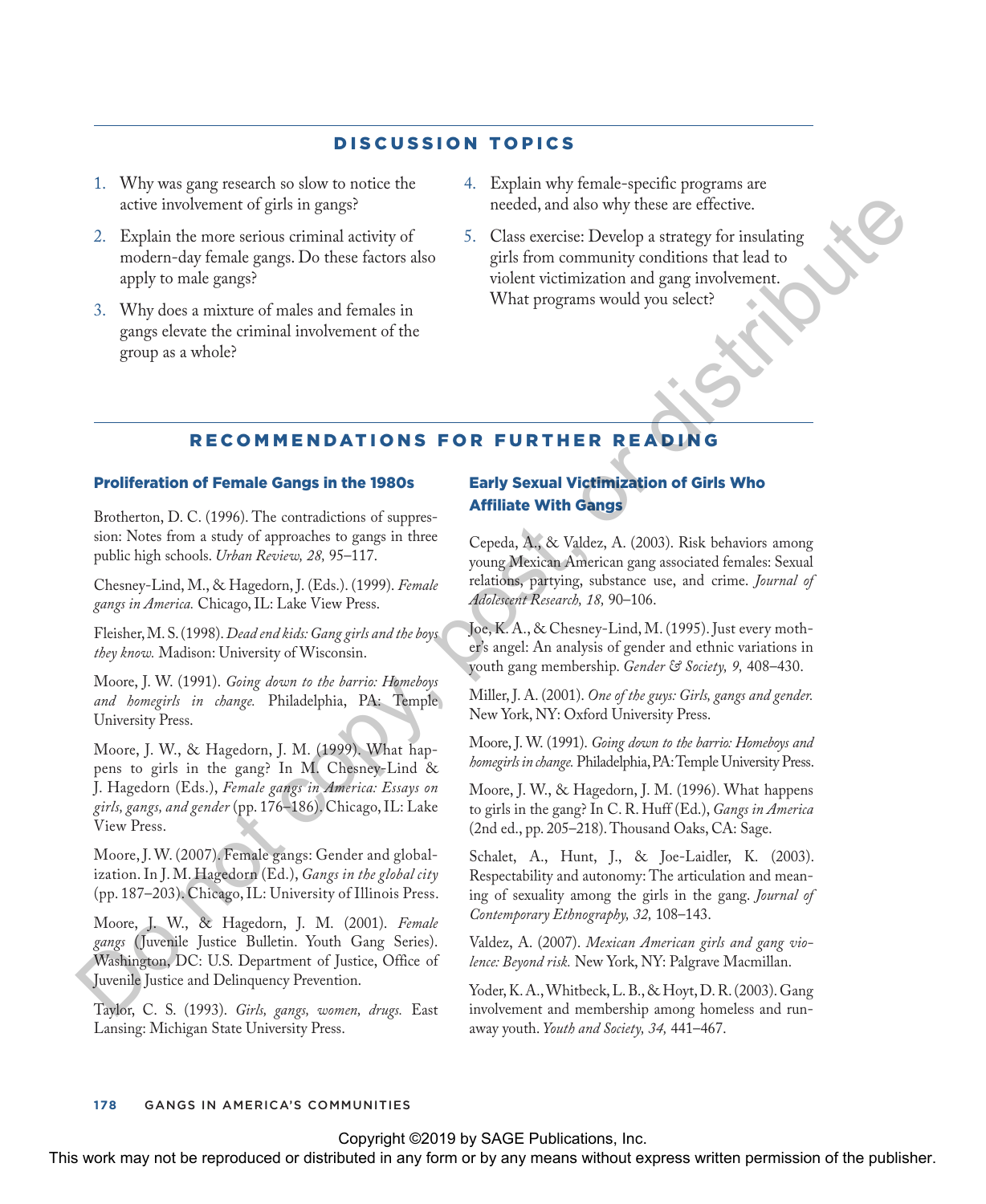## DISCUSSION TOPICS

1. Why was gang research so slow to notice the active involvement of girls in gangs?
2. Explain the more serious criminal activity of modern-day female gangs. Do these factors also apply to male gangs?
3. Why does a mixture of males and females in gangs elevate the criminal involvement of the group as a whole?
4. Explain why female-specific programs are needed, and also why these are effective.
5. Class exercise: Develop a strategy for insulating girls from community conditions that lead to violent victimization and gang involvement. What programs would you select?

## RECOMMENDATIONS FOR FURTHER READING

### Proliferation of Female Gangs in the 1980s

Brotherton, D. C. (1996). The contradictions of suppression: Notes from a study of approaches to gangs in three public high schools. *Urban Review, 28,* 95–117.

Chesney-Lind, M., & Hagedorn, J. (Eds.). (1999). *Female gangs in America.* Chicago, IL: Lake View Press.

Fleisher, M. S. (1998). *Dead end kids: Gang girls and the boys they know.* Madison: University of Wisconsin.

Moore, J. W. (1991). *Going down to the barrio: Homeboys and homegirls in change.* Philadelphia, PA: Temple University Press.

Moore, J. W., & Hagedorn, J. M. (1999). What happens to girls in the gang? In M. Chesney-Lind & J. Hagedorn (Eds.), *Female gangs in America: Essays on girls, gangs, and gender* (pp. 176–186). Chicago, IL: Lake View Press.

Moore, J. W. (2007). Female gangs: Gender and globalization. In J. M. Hagedorn (Ed.), *Gangs in the global city* (pp. 187–203). Chicago, IL: University of Illinois Press.

Moore, J. W., & Hagedorn, J. M. (2001). *Female gangs* (Juvenile Justice Bulletin. Youth Gang Series). Washington, DC: U.S. Department of Justice, Office of Juvenile Justice and Delinquency Prevention.

Taylor, C. S. (1993). *Girls, gangs, women, drugs.* East Lansing: Michigan State University Press.

### Early Sexual Victimization of Girls Who Affiliate With Gangs

Cepeda, A., & Valdez, A. (2003). Risk behaviors among young Mexican American gang associated females: Sexual relations, partying, substance use, and crime. *Journal of Adolescent Research, 18,* 90–106.

Joe, K. A., & Chesney-Lind, M. (1995). Just every mother's angel: An analysis of gender and ethnic variations in youth gang membership. *Gender & Society, 9,* 408–430.

Miller, J. A. (2001). *One of the guys: Girls, gangs and gender.* New York, NY: Oxford University Press.

Moore, J. W. (1991). *Going down to the barrio: Homeboys and homegirls in change.* Philadelphia, PA: Temple University Press.

Moore, J. W., & Hagedorn, J. M. (1996). What happens to girls in the gang? In C. R. Huff (Ed.), *Gangs in America* (2nd ed., pp. 205–218). Thousand Oaks, CA: Sage.

Schalet, A., Hunt, J., & Joe-Laidler, K. (2003). Respectability and autonomy: The articulation and meaning of sexuality among the girls in the gang. *Journal of Contemporary Ethnography, 32,* 108–143.

Valdez, A. (2007). *Mexican American girls and gang violence: Beyond risk.* New York, NY: Palgrave Macmillan.

Yoder, K. A., Whitbeck, L. B., & Hoyt, D. R. (2003). Gang involvement and membership among homeless and runaway youth. *Youth and Society, 34,* 441–467.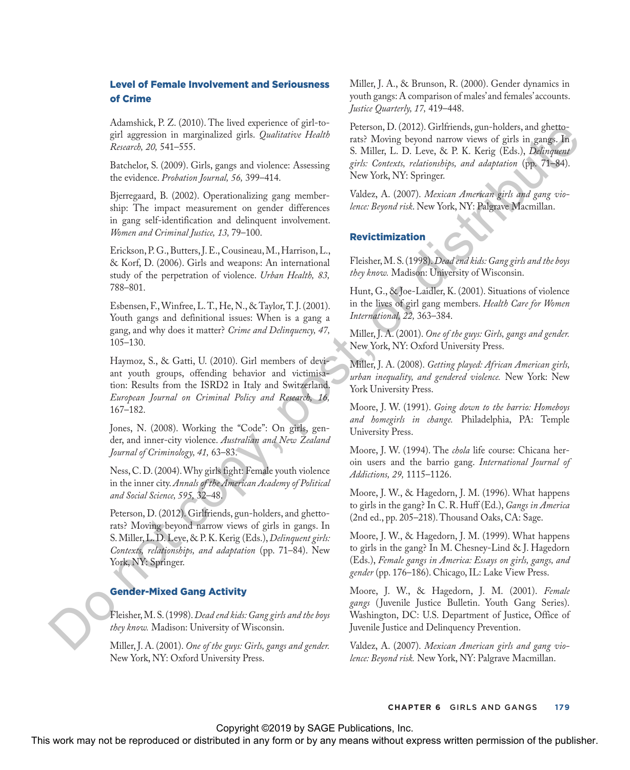### Level of Female Involvement and Seriousness of Crime

Adamshick, P. Z. (2010). The lived experience of girl-to-girl aggression in marginalized girls. *Qualitative Health Research, 20,* 541–555.

Batchelor, S. (2009). Girls, gangs and violence: Assessing the evidence. *Probation Journal, 56,* 399–414.

Bjerregaard, B. (2002). Operationalizing gang membership: The impact measurement on gender differences in gang self-identification and delinquent involvement. *Women and Criminal Justice, 13,* 79–100.

Erickson, P. G., Butters, J. E., Cousineau, M., Harrison, L., & Korf, D. (2006). Girls and weapons: An international study of the perpetration of violence. *Urban Health, 83,* 788–801.

Esbensen, F., Winfree, L. T., He, N., & Taylor, T. J. (2001). Youth gangs and definitional issues: When is a gang a gang, and why does it matter? *Crime and Delinquency, 47,* 105–130.

Haymoz, S., & Gatti, U. (2010). Girl members of deviant youth groups, offending behavior and victimisation: Results from the ISRD2 in Italy and Switzerland. *European Journal on Criminal Policy and Research, 16,* 167–182.

Jones, N. (2008). Working the "Code": On girls, gender, and inner-city violence. *Australian and New Zealand Journal of Criminology, 41,* 63–83.

Ness, C. D. (2004). Why girls fight: Female youth violence in the inner city. *Annals of the American Academy of Political and Social Science, 595,* 32–48.

Peterson, D. (2012). Girlfriends, gun-holders, and ghetto-rats? Moving beyond narrow views of girls in gangs. In S. Miller, L. D. Leve, & P. K. Kerig (Eds.), *Delinquent girls: Contexts, relationships, and adaptation* (pp. 71–84). New York, NY: Springer.

### Gender-Mixed Gang Activity

Fleisher, M. S. (1998). *Dead end kids: Gang girls and the boys they know.* Madison: University of Wisconsin.

Miller, J. A. (2001). *One of the guys: Girls, gangs and gender.* New York, NY: Oxford University Press.

Miller, J. A., & Brunson, R. (2000). Gender dynamics in youth gangs: A comparison of males' and females' accounts. *Justice Quarterly, 17,* 419–448.

Peterson, D. (2012). Girlfriends, gun-holders, and ghetto-rats? Moving beyond narrow views of girls in gangs. In S. Miller, L. D. Leve, & P. K. Kerig (Eds.), *Delinquent girls: Contexts, relationships, and adaptation* (pp. 71–84). New York, NY: Springer.

Valdez, A. (2007). *Mexican American girls and gang violence: Beyond risk*. New York, NY: Palgrave Macmillan.

### Revictimization

Fleisher, M. S. (1998). *Dead end kids: Gang girls and the boys they know.* Madison: University of Wisconsin.

Hunt, G., & Joe-Laidler, K. (2001). Situations of violence in the lives of girl gang members. *Health Care for Women International, 22,* 363–384.

Miller, J. A. (2001). *One of the guys: Girls, gangs and gender.* New York, NY: Oxford University Press.

Miller, J. A. (2008). *Getting played: African American girls, urban inequality, and gendered violence.* New York: New York University Press.

Moore, J. W. (1991). *Going down to the barrio: Homeboys and homegirls in change.* Philadelphia, PA: Temple University Press.

Moore, J. W. (1994). The *chola* life course: Chicana heroin users and the barrio gang. *International Journal of Addictions, 29,* 1115–1126.

Moore, J. W., & Hagedorn, J. M. (1996). What happens to girls in the gang? In C. R. Huff (Ed.), *Gangs in America* (2nd ed., pp. 205–218). Thousand Oaks, CA: Sage.

Moore, J. W., & Hagedorn, J. M. (1999). What happens to girls in the gang? In M. Chesney-Lind & J. Hagedorn (Eds.), *Female gangs in America: Essays on girls, gangs, and gender* (pp. 176–186). Chicago, IL: Lake View Press.

Moore, J. W., & Hagedorn, J. M. (2001). *Female gangs* (Juvenile Justice Bulletin. Youth Gang Series). Washington, DC: U.S. Department of Justice, Office of Juvenile Justice and Delinquency Prevention.

Valdez, A. (2007). *Mexican American girls and gang violence: Beyond risk.* New York, NY: Palgrave Macmillan.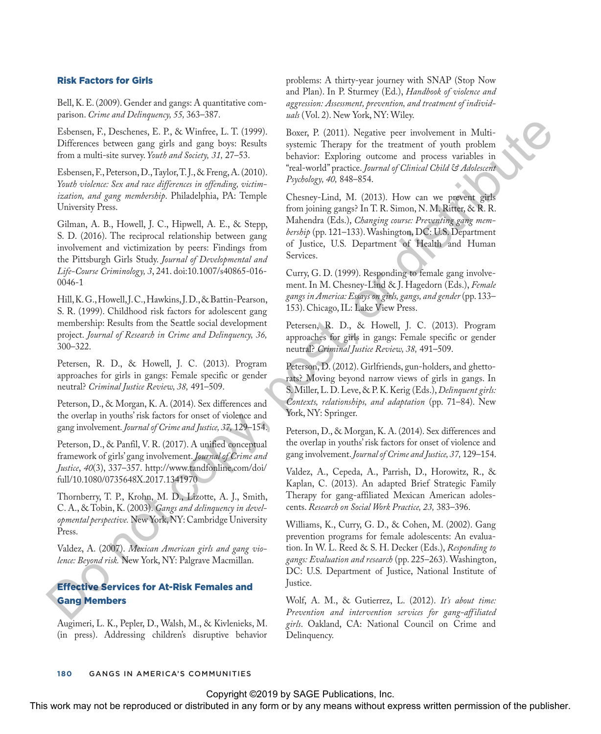### Risk Factors for Girls

Bell, K. E. (2009). Gender and gangs: A quantitative comparison. *Crime and Delinquency, 55,* 363–387.

Esbensen, F., Deschenes, E. P., & Winfree, L. T. (1999). Differences between gang girls and gang boys: Results from a multi-site survey. *Youth and Society, 31,* 27–53.

Esbensen, F., Peterson, D., Taylor, T. J., & Freng, A. (2010). *Youth violence: Sex and race differences in offending, victimization, and gang membership*. Philadelphia, PA: Temple University Press.

Gilman, A. B., Howell, J. C., Hipwell, A. E., & Stepp, S. D. (2016). The reciprocal relationship between gang involvement and victimization by peers: Findings from the Pittsburgh Girls Study. *Journal of Developmental and Life-Course Criminology, 3*, 241. doi:10.1007/s40865-016-0046-1

Hill, K. G., Howell, J. C., Hawkins, J. D., & Battin-Pearson, S. R. (1999). Childhood risk factors for adolescent gang membership: Results from the Seattle social development project. *Journal of Research in Crime and Delinquency, 36,* 300–322.

Petersen, R. D., & Howell, J. C. (2013). Program approaches for girls in gangs: Female specific or gender neutral? *Criminal Justice Review, 38,* 491–509.

Peterson, D., & Morgan, K. A. (2014). Sex differences and the overlap in youths' risk factors for onset of violence and gang involvement. *Journal of Crime and Justice, 37,* 129–154.

Peterson, D., & Panfil, V. R. (2017). A unified conceptual framework of girls' gang involvement. *Journal of Crime and Justice*, *40*(3), 337–357. http://www.tandfonline.com/doi/full/10.1080/0735648X.2017.1341970

Thornberry, T. P., Krohn, M. D., Lizotte, A. J., Smith, C. A., & Tobin, K. (2003). *Gangs and delinquency in developmental perspective.* New York, NY: Cambridge University Press.

Valdez, A. (2007). *Mexican American girls and gang violence: Beyond risk.* New York, NY: Palgrave Macmillan.

### Effective Services for At-Risk Females and Gang Members

Augimeri, L. K., Pepler, D., Walsh, M., & Kivlenieks, M. (in press). Addressing children's disruptive behavior problems: A thirty-year journey with SNAP (Stop Now and Plan). In P. Sturmey (Ed.), *Handbook of violence and aggression: Assessment, prevention, and treatment of individuals* (Vol. 2). New York, NY: Wiley.

Boxer, P. (2011). Negative peer involvement in Multisystemic Therapy for the treatment of youth problem behavior: Exploring outcome and process variables in "real-world" practice. *Journal of Clinical Child & Adolescent Psychology, 40,* 848–854.

Chesney-Lind, M. (2013). How can we prevent girls from joining gangs? In T. R. Simon, N. M. Ritter, & R. R. Mahendra (Eds.), *Changing course: Preventing gang membership* (pp. 121–133). Washington, DC: U.S. Department of Justice, U.S. Department of Health and Human Services.

Curry, G. D. (1999). Responding to female gang involvement. In M. Chesney-Lind & J. Hagedorn (Eds.), *Female gangs in America: Essays on girls, gangs, and gender* (pp. 133–153). Chicago, IL: Lake View Press.

Petersen, R. D., & Howell, J. C. (2013). Program approaches for girls in gangs: Female specific or gender neutral? *Criminal Justice Review, 38,* 491–509.

Peterson, D. (2012). Girlfriends, gun-holders, and ghetto-rats? Moving beyond narrow views of girls in gangs. In S. Miller, L. D. Leve, & P. K. Kerig (Eds.), *Delinquent girls: Contexts, relationships, and adaptation* (pp. 71–84). New York, NY: Springer.

Peterson, D., & Morgan, K. A. (2014). Sex differences and the overlap in youths' risk factors for onset of violence and gang involvement. *Journal of Crime and Justice, 37,* 129–154.

Valdez, A., Cepeda, A., Parrish, D., Horowitz, R., & Kaplan, C. (2013). An adapted Brief Strategic Family Therapy for gang-affiliated Mexican American adolescents. *Research on Social Work Practice, 23,* 383–396.

Williams, K., Curry, G. D., & Cohen, M. (2002). Gang prevention programs for female adolescents: An evaluation. In W. L. Reed & S. H. Decker (Eds.), *Responding to gangs: Evaluation and research* (pp. 225–263). Washington, DC: U.S. Department of Justice, National Institute of Justice.

Wolf, A. M., & Gutierrez, L. (2012). *It's about time: Prevention and intervention services for gang-affiliated girls*. Oakland, CA: National Council on Crime and Delinquency.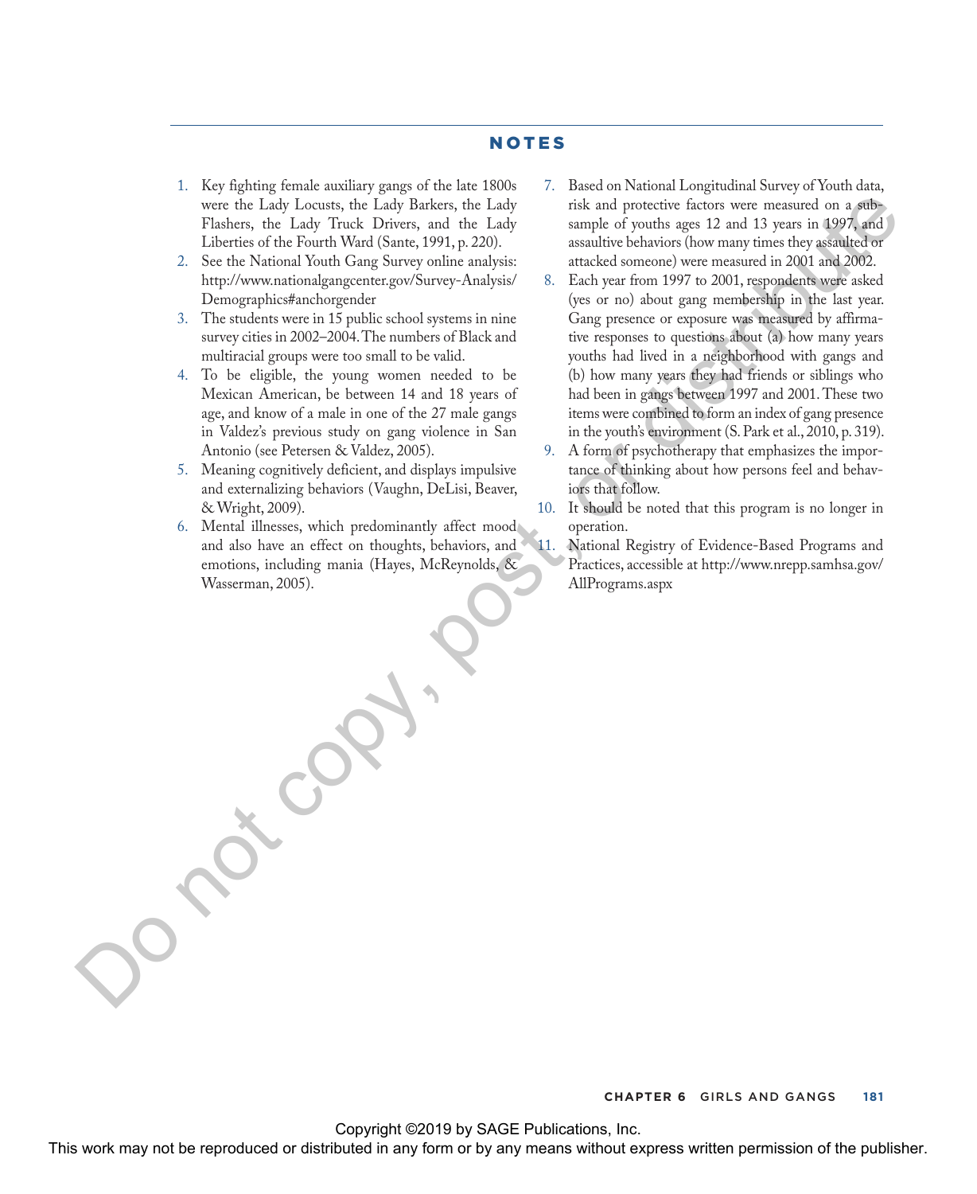## NOTES

1. Key fighting female auxiliary gangs of the late 1800s were the Lady Locusts, the Lady Barkers, the Lady Flashers, the Lady Truck Drivers, and the Lady Liberties of the Fourth Ward (Sante, 1991, p. 220).
2. See the National Youth Gang Survey online analysis: http://www.nationalgangcenter.gov/Survey-Analysis/Demographics#anchorgender
3. The students were in 15 public school systems in nine survey cities in 2002–2004. The numbers of Black and multiracial groups were too small to be valid.
4. To be eligible, the young women needed to be Mexican American, be between 14 and 18 years of age, and know of a male in one of the 27 male gangs in Valdez's previous study on gang violence in San Antonio (see Petersen & Valdez, 2005).
5. Meaning cognitively deficient, and displays impulsive and externalizing behaviors (Vaughn, DeLisi, Beaver, & Wright, 2009).
6. Mental illnesses, which predominantly affect mood and also have an effect on thoughts, behaviors, and emotions, including mania (Hayes, McReynolds, & Wasserman, 2005).
7. Based on National Longitudinal Survey of Youth data, risk and protective factors were measured on a subsample of youths ages 12 and 13 years in 1997, and assaultive behaviors (how many times they assaulted or attacked someone) were measured in 2001 and 2002.
8. Each year from 1997 to 2001, respondents were asked (yes or no) about gang membership in the last year. Gang presence or exposure was measured by affirmative responses to questions about (a) how many years youths had lived in a neighborhood with gangs and (b) how many years they had friends or siblings who had been in gangs between 1997 and 2001. These two items were combined to form an index of gang presence in the youth's environment (S. Park et al., 2010, p. 319).
9. A form of psychotherapy that emphasizes the importance of thinking about how persons feel and behaviors that follow.
10. It should be noted that this program is no longer in operation.
11. National Registry of Evidence-Based Programs and Practices, accessible at http://www.nrepp.samhsa.gov/AllPrograms.aspx